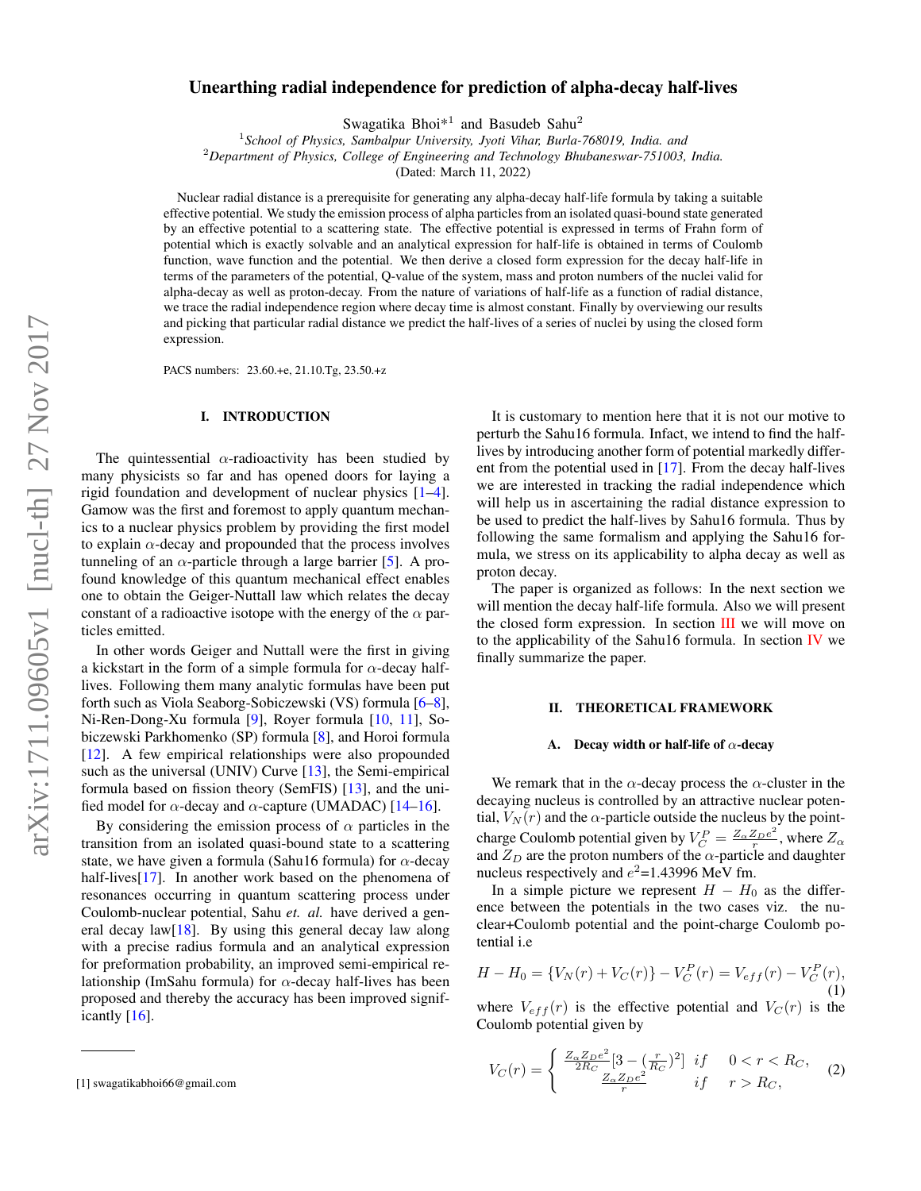# Unearthing radial independence for prediction of alpha-decay half-lives

Swagatika Bhoi*[1] and Basudeb Sahu[2]

[1]*School of Physics, Sambalpur University, Jyoti Vihar, Burla-768019, India. and*
[2]*Department of Physics, College of Engineering and Technology Bhubaneswar-751003, India.*
(Dated: March 11, 2022)

Nuclear radial distance is a prerequisite for generating any alpha-decay half-life formula by taking a suitable effective potential. We study the emission process of alpha particles from an isolated quasi-bound state generated by an effective potential to a scattering state. The effective potential is expressed in terms of Frahn form of potential which is exactly solvable and an analytical expression for half-life is obtained in terms of Coulomb function, wave function and the potential. We then derive a closed form expression for the decay half-life in terms of the parameters of the potential, Q-value of the system, mass and proton numbers of the nuclei valid for alpha-decay as well as proton-decay. From the nature of variations of half-life as a function of radial distance, we trace the radial independence region where decay time is almost constant. Finally by overviewing our results and picking that particular radial distance we predict the half-lives of a series of nuclei by using the closed form expression.

PACS numbers: 23.60.+e, 21.10.Tg, 23.50.+z

## I. INTRODUCTION

The quintessential $\alpha$-radioactivity has been studied by many physicists so far and has opened doors for laying a rigid foundation and development of nuclear physics [1–4]. Gamow was the first and foremost to apply quantum mechanics to a nuclear physics problem by providing the first model to explain $\alpha$-decay and propounded that the process involves tunneling of an $\alpha$-particle through a large barrier [5]. A profound knowledge of this quantum mechanical effect enables one to obtain the Geiger-Nuttall law which relates the decay constant of a radioactive isotope with the energy of the $\alpha$ particles emitted.

In other words Geiger and Nuttall were the first in giving a kickstart in the form of a simple formula for $\alpha$-decay half-lives. Following them many analytic formulas have been put forth such as Viola Seaborg-Sobiczewski (VS) formula [6–8], Ni-Ren-Dong-Xu formula [9], Royer formula [10, 11], Sobiczewski Parkhomenko (SP) formula [8], and Horoi formula [12]. A few empirical relationships were also propounded such as the universal (UNIV) Curve [13], the Semi-empirical formula based on fission theory (SemFIS) [13], and the unified model for $\alpha$-decay and $\alpha$-capture (UMADAC) [14–16].

By considering the emission process of $\alpha$ particles in the transition from an isolated quasi-bound state to a scattering state, we have given a formula (Sahu16 formula) for $\alpha$-decay half-lives[17]. In another work based on the phenomena of resonances occurring in quantum scattering process under Coulomb-nuclear potential, Sahu *et. al.* have derived a general decay law[18]. By using this general decay law along with a precise radius formula and an analytical expression for preformation probability, an improved semi-empirical relationship (ImSahu formula) for $\alpha$-decay half-lives has been proposed and thereby the accuracy has been improved significantly [16].

It is customary to mention here that it is not our motive to perturb the Sahu16 formula. Infact, we intend to find the half-lives by introducing another form of potential markedly different from the potential used in [17]. From the decay half-lives we are interested in tracking the radial independence which will help us in ascertaining the radial distance expression to be used to predict the half-lives by Sahu16 formula. Thus by following the same formalism and applying the Sahu16 formula, we stress on its applicability to alpha decay as well as proton decay.

The paper is organized as follows: In the next section we will mention the decay half-life formula. Also we will present the closed form expression. In section III we will move on to the applicability of the Sahu16 formula. In section IV we finally summarize the paper.

## II. THEORETICAL FRAMEWORK

### A. Decay width or half-life of $\alpha$-decay

We remark that in the $\alpha$-decay process the $\alpha$-cluster in the decaying nucleus is controlled by an attractive nuclear potential, $V_N(r)$ and the $\alpha$-particle outside the nucleus by the point-charge Coulomb potential given by $V_C^P = \frac{Z_\alpha Z_D e^2}{r}$, where $Z_\alpha$ and $Z_D$ are the proton numbers of the $\alpha$-particle and daughter nucleus respectively and $e^2$=1.43996 MeV fm.

In a simple picture we represent $H - H_0$ as the difference between the potentials in the two cases viz. the nuclear+Coulomb potential and the point-charge Coulomb potential i.e

$$H - H_0 = \{V_N(r) + V_C(r)\} - V_C^P(r) = V_{eff}(r) - V_C^P(r), \tag{1}$$

where $V_{eff}(r)$ is the effective potential and $V_C(r)$ is the Coulomb potential given by

$$V_C(r) = \begin{cases} \frac{Z_\alpha Z_D e^2}{2R_C}[3 - (\frac{r}{R_C})^2] & if \quad 0 < r < R_C, \\ \frac{Z_\alpha Z_D e^2}{r} & if \quad r > R_C, \end{cases} \tag{2}$$

---
[1] swagatikabhoi66@gmail.com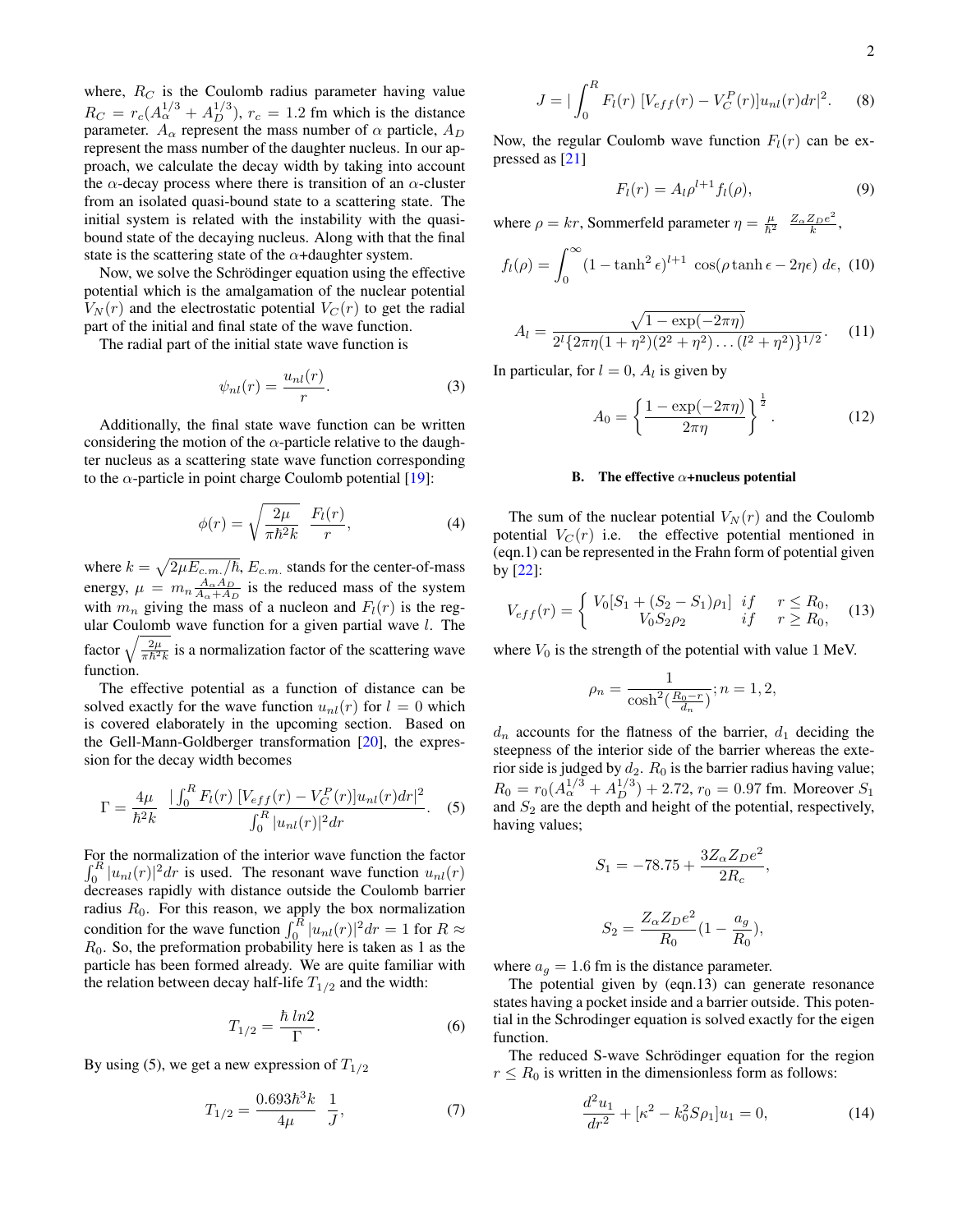where, $R_C$ is the Coulomb radius parameter having value $R_C = r_c(A_\alpha^{1/3} + A_D^{1/3})$, $r_c = 1.2$ fm which is the distance parameter. $A_\alpha$ represent the mass number of $\alpha$ particle, $A_D$ represent the mass number of the daughter nucleus. In our approach, we calculate the decay width by taking into account the $\alpha$-decay process where there is transition of an $\alpha$-cluster from an isolated quasi-bound state to a scattering state. The initial system is related with the instability with the quasi-bound state of the decaying nucleus. Along with that the final state is the scattering state of the $\alpha$+daughter system.

Now, we solve the Schrödinger equation using the effective potential which is the amalgamation of the nuclear potential $V_N(r)$ and the electrostatic potential $V_C(r)$ to get the radial part of the initial and final state of the wave function.

The radial part of the initial state wave function is

$$\psi_{nl}(r) = \frac{u_{nl}(r)}{r}. \tag{3}$$

Additionally, the final state wave function can be written considering the motion of the $\alpha$-particle relative to the daughter nucleus as a scattering state wave function corresponding to the $\alpha$-particle in point charge Coulomb potential [19]:

$$\phi(r) = \sqrt{\frac{2\mu}{\pi\hbar^2 k}}\ \frac{F_l(r)}{r}, \tag{4}$$

where $k = \sqrt{2\mu E_{c.m.}/\hbar}$, $E_{c.m.}$ stands for the center-of-mass energy, $\mu = m_n \frac{A_\alpha A_D}{A_\alpha + A_D}$ is the reduced mass of the system with $m_n$ giving the mass of a nucleon and $F_l(r)$ is the regular Coulomb wave function for a given partial wave $l$. The factor $\sqrt{\frac{2\mu}{\pi\hbar^2 k}}$ is a normalization factor of the scattering wave function.

The effective potential as a function of distance can be solved exactly for the wave function $u_{nl}(r)$ for $l = 0$ which is covered elaborately in the upcoming section. Based on the Gell-Mann-Goldberger transformation [20], the expression for the decay width becomes

$$\Gamma = \frac{4\mu}{\hbar^2 k}\ \frac{|\int_0^R F_l(r)\ [V_{eff}(r) - V_C^P(r)]u_{nl}(r)dr|^2}{\int_0^R |u_{nl}(r)|^2 dr}. \tag{5}$$

For the normalization of the interior wave function the factor $\int_0^R |u_{nl}(r)|^2 dr$ is used. The resonant wave function $u_{nl}(r)$ decreases rapidly with distance outside the Coulomb barrier radius $R_0$. For this reason, we apply the box normalization condition for the wave function $\int_0^R |u_{nl}(r)|^2 dr = 1$ for $R \approx R_0$. So, the preformation probability here is taken as 1 as the particle has been formed already. We are quite familiar with the relation between decay half-life $T_{1/2}$ and the width:

$$T_{1/2} = \frac{\hbar\ ln2}{\Gamma}. \tag{6}$$

By using (5), we get a new expression of $T_{1/2}$

$$T_{1/2} = \frac{0.693\hbar^3 k}{4\mu}\ \frac{1}{J}, \tag{7}$$

$$J = |\int_0^R F_l(r)\ [V_{eff}(r) - V_C^P(r)]u_{nl}(r)dr|^2. \tag{8}$$

Now, the regular Coulomb wave function $F_l(r)$ can be expressed as [21]

$$F_l(r) = A_l \rho^{l+1} f_l(\rho), \tag{9}$$

where $\rho = kr$, Sommerfeld parameter $\eta = \frac{\mu}{\hbar^2}\ \frac{Z_\alpha Z_D e^2}{k}$,

$$f_l(\rho) = \int_0^\infty (1 - \tanh^2 \epsilon)^{l+1}\ \cos(\rho \tanh \epsilon - 2\eta\epsilon)\ d\epsilon, \tag{10}$$

$$A_l = \frac{\sqrt{1 - \exp(-2\pi\eta)}}{2^l\{2\pi\eta(1+\eta^2)(2^2+\eta^2)\dots(l^2+\eta^2)\}^{1/2}}. \tag{11}$$

In particular, for $l = 0$, $A_l$ is given by

$$A_0 = \left\{\frac{1 - \exp(-2\pi\eta)}{2\pi\eta}\right\}^{\frac{1}{2}}. \tag{12}$$

### B. The effective $\alpha$+nucleus potential

The sum of the nuclear potential $V_N(r)$ and the Coulomb potential $V_C(r)$ i.e. the effective potential mentioned in (eqn.1) can be represented in the Frahn form of potential given by [22]:

$$V_{eff}(r) = \begin{cases} V_0[S_1 + (S_2 - S_1)\rho_1] & if \quad r \le R_0, \\ V_0 S_2 \rho_2 & if \quad r \ge R_0, \end{cases} \tag{13}$$

where $V_0$ is the strength of the potential with value 1 MeV.

$$\rho_n = \frac{1}{\cosh^2(\frac{R_0 - r}{d_n})}; n = 1, 2,$$

$d_n$ accounts for the flatness of the barrier, $d_1$ deciding the steepness of the interior side of the barrier whereas the exterior side is judged by $d_2$. $R_0$ is the barrier radius having value; $R_0 = r_0(A_\alpha^{1/3} + A_D^{1/3}) + 2.72$, $r_0 = 0.97$ fm. Moreover $S_1$ and $S_2$ are the depth and height of the potential, respectively, having values;

$$S_1 = -78.75 + \frac{3Z_\alpha Z_D e^2}{2R_c},$$

$$S_2 = \frac{Z_\alpha Z_D e^2}{R_0}(1 - \frac{a_g}{R_0}),$$

where $a_g = 1.6$ fm is the distance parameter.

The potential given by (eqn.13) can generate resonance states having a pocket inside and a barrier outside. This potential in the Schrodinger equation is solved exactly for the eigen function.

The reduced S-wave Schrödinger equation for the region $r \le R_0$ is written in the dimensionless form as follows:

$$\frac{d^2 u_1}{dr^2} + [\kappa^2 - k_0^2 S \rho_1]u_1 = 0, \tag{14}$$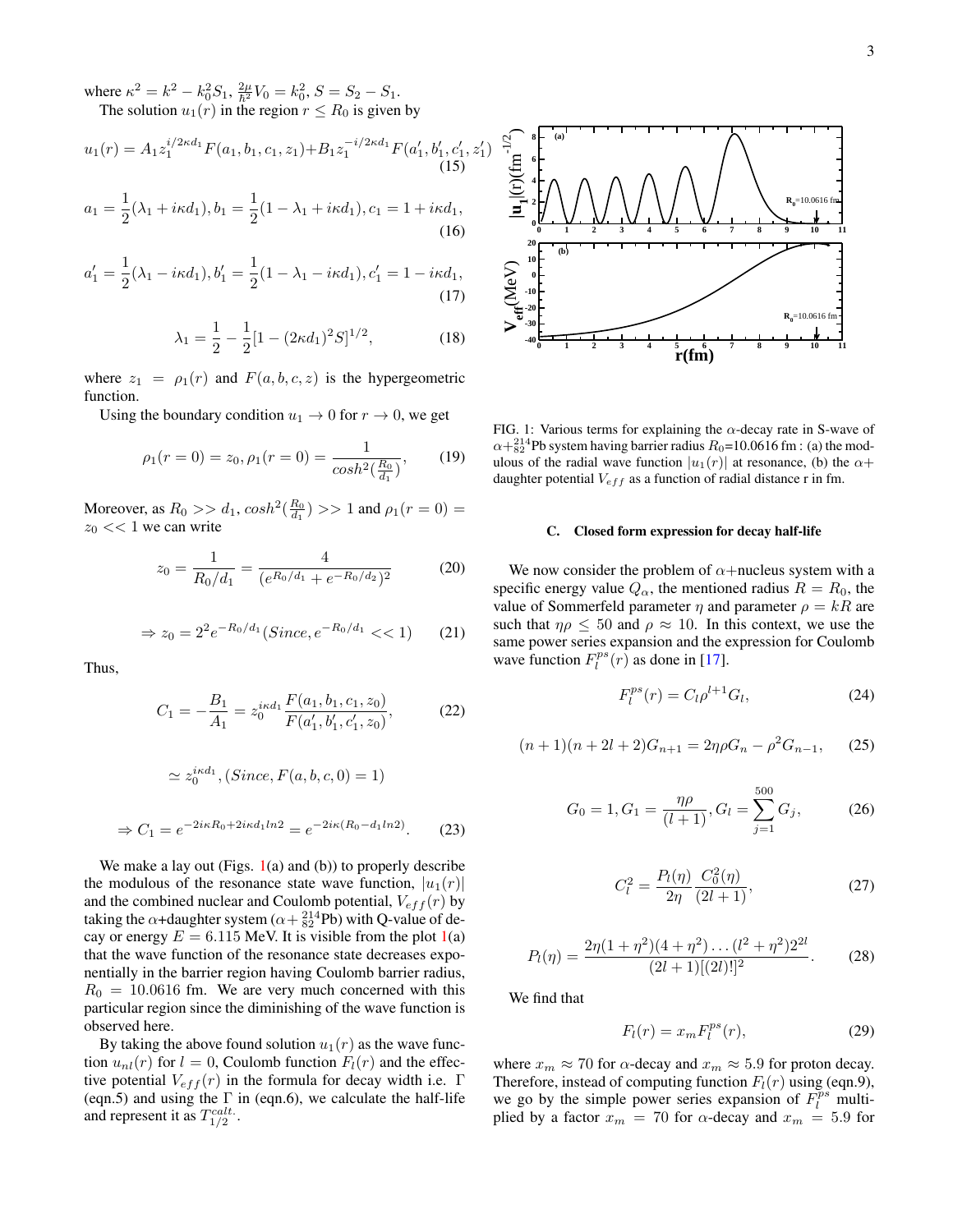where $\kappa^2 = k^2 - k_0^2 S_1$, $\frac{2\mu}{\hbar^2}V_0 = k_0^2$, $S = S_2 - S_1$.

The solution $u_1(r)$ in the region $r \leq R_0$ is given by

$$u_1(r) = A_1 z_1^{i/2\kappa d_1} F(a_1, b_1, c_1, z_1) + B_1 z_1^{-i/2\kappa d_1} F(a_1', b_1', c_1', z_1') \quad (15)$$

$$a_1 = \frac{1}{2}(\lambda_1 + i\kappa d_1), b_1 = \frac{1}{2}(1 - \lambda_1 + i\kappa d_1), c_1 = 1 + i\kappa d_1, \quad (16)$$

$$a_1' = \frac{1}{2}(\lambda_1 - i\kappa d_1), b_1' = \frac{1}{2}(1 - \lambda_1 - i\kappa d_1), c_1' = 1 - i\kappa d_1, \quad (17)$$

$$\lambda_1 = \frac{1}{2} - \frac{1}{2}[1 - (2\kappa d_1)^2 S]^{1/2}, \quad (18)$$

where $z_1 = \rho_1(r)$ and $F(a, b, c, z)$ is the hypergeometric function.

Using the boundary condition $u_1 \to 0$ for $r \to 0$, we get

$$\rho_1(r = 0) = z_0, \rho_1(r = 0) = \frac{1}{cosh^2(\frac{R_0}{d_1})}, \quad (19)$$

Moreover, as $R_0 >> d_1$, $cosh^2(\frac{R_0}{d_1}) >> 1$ and $\rho_1(r = 0) = z_0 << 1$ we can write

$$z_0 = \frac{1}{R_0/d_1} = \frac{4}{(e^{R_0/d_1} + e^{-R_0/d_2})^2} \quad (20)$$

$$\Rightarrow z_0 = 2^2 e^{-R_0/d_1} (Since, e^{-R_0/d_1} << 1) \quad (21)$$

Thus,

$$C_1 = -\frac{B_1}{A_1} = z_0^{i\kappa d_1} \frac{F(a_1, b_1, c_1, z_0)}{F(a_1', b_1', c_1', z_0)}, \quad (22)$$

$$\simeq z_0^{i\kappa d_1}, (Since, F(a, b, c, 0) = 1)$$

$$\Rightarrow C_1 = e^{-2i\kappa R_0 + 2i\kappa d_1 ln2} = e^{-2i\kappa(R_0 - d_1 ln2)}. \quad (23)$$

We make a lay out (Figs. 1(a) and (b)) to properly describe the modulous of the resonance state wave function, $|u_1(r)|$ and the combined nuclear and Coulomb potential, $V_{eff}(r)$ by taking the $\alpha$+daughter system ($\alpha + ^{214}_{82}$Pb) with Q-value of decay or energy $E = 6.115$ MeV. It is visible from the plot 1(a) that the wave function of the resonance state decreases exponentially in the barrier region having Coulomb barrier radius, $R_0 = 10.0616$ fm. We are very much concerned with this particular region since the diminishing of the wave function is observed here.

By taking the above found solution $u_1(r)$ as the wave function $u_{nl}(r)$ for $l = 0$, Coulomb function $F_l(r)$ and the effective potential $V_{eff}(r)$ in the formula for decay width i.e. $\Gamma$ (eqn.5) and using the $\Gamma$ in (eqn.6), we calculate the half-life and represent it as $T_{1/2}^{calt.}$.

(a)
$|u_1|(r)(fm^{-1/2})$
$R_0$=10.0616 fm
(b)
$V_{eff}$(MeV)
$R_0$=10.0616 fm
r(fm)

FIG. 1: Various terms for explaining the $\alpha$-decay rate in S-wave of $\alpha + ^{214}_{82}$Pb system having barrier radius $R_0$=10.0616 fm : (a) the modulous of the radial wave function $|u_1(r)|$ at resonance, (b) the $\alpha+$ daughter potential $V_{eff}$ as a function of radial distance r in fm.

### C. Closed form expression for decay half-life

We now consider the problem of $\alpha+$nucleus system with a specific energy value $Q_\alpha$, the mentioned radius $R = R_0$, the value of Sommerfeld parameter $\eta$ and parameter $\rho = kR$ are such that $\eta\rho \leq 50$ and $\rho \approx 10$. In this context, we use the same power series expansion and the expression for Coulomb wave function $F_l^{ps}(r)$ as done in [17].

$$F_l^{ps}(r) = C_l \rho^{l+1} G_l, \quad (24)$$

$$(n + 1)(n + 2l + 2)G_{n+1} = 2\eta\rho G_n - \rho^2 G_{n-1}, \quad (25)$$

$$G_0 = 1, G_1 = \frac{\eta\rho}{(l + 1)}, G_l = \sum_{j=1}^{500} G_j, \quad (26)$$

$$C_l^2 = \frac{P_l(\eta)}{2\eta} \frac{C_0^2(\eta)}{(2l + 1)}, \quad (27)$$

$$P_l(\eta) = \frac{2\eta(1 + \eta^2)(4 + \eta^2) \ldots (l^2 + \eta^2)2^{2l}}{(2l + 1)[(2l)!]^2}. \quad (28)$$

We find that

$$F_l(r) = x_m F_l^{ps}(r), \quad (29)$$

where $x_m \approx 70$ for $\alpha$-decay and $x_m \approx 5.9$ for proton decay. Therefore, instead of computing function $F_l(r)$ using (eqn.9), we go by the simple power series expansion of $F_l^{ps}$ multiplied by a factor $x_m = 70$ for $\alpha$-decay and $x_m = 5.9$ for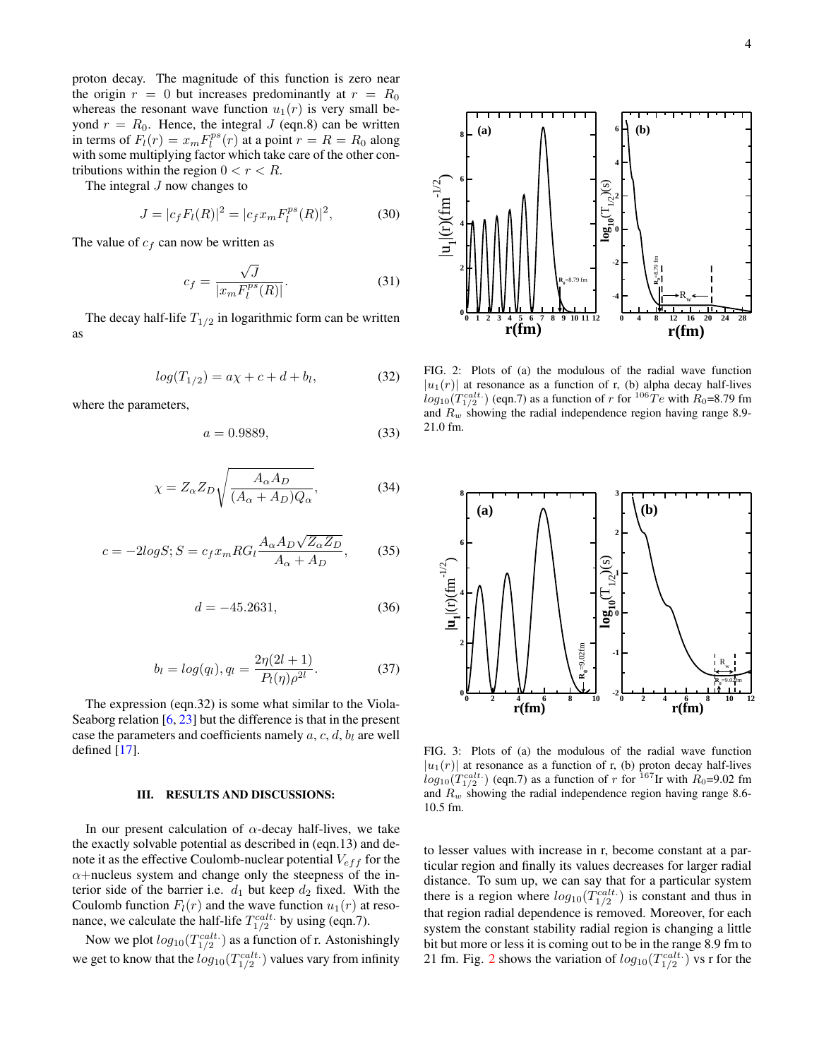proton decay. The magnitude of this function is zero near the origin $r = 0$ but increases predominantly at $r = R_0$ whereas the resonant wave function $u_1(r)$ is very small beyond $r = R_0$. Hence, the integral $J$ (eqn.8) can be written in terms of $F_l(r) = x_m F_l^{ps}(r)$ at a point $r = R = R_0$ along with some multiplying factor which take care of the other contributions within the region $0 < r < R$.

The integral $J$ now changes to

$$J = |c_f F_l(R)|^2 = |c_f x_m F_l^{ps}(R)|^2, \tag{30}$$

The value of $c_f$ can now be written as

$$c_f = \frac{\sqrt{J}}{|x_m F_l^{ps}(R)|}. \tag{31}$$

The decay half-life $T_{1/2}$ in logarithmic form can be written as

$$log(T_{1/2}) = a\chi + c + d + b_l, \tag{32}$$

where the parameters,

$$a = 0.9889, \tag{33}$$

$$\chi = Z_\alpha Z_D \sqrt{\frac{A_\alpha A_D}{(A_\alpha + A_D)Q_\alpha}}, \tag{34}$$

$$c = -2logS; S = c_f x_m R G_l \frac{A_\alpha A_D \sqrt{Z_\alpha Z_D}}{A_\alpha + A_D}, \tag{35}$$

$$d = -45.2631, \tag{36}$$

$$b_l = log(q_l), q_l = \frac{2\eta(2l+1)}{P_l(\eta)\rho^{2l}}. \tag{37}$$

The expression (eqn.32) is some what similar to the Viola-Seaborg relation [6, 23] but the difference is that in the present case the parameters and coefficients namely $a$, $c$, $d$, $b_l$ are well defined [17].

### III. RESULTS AND DISCUSSIONS:

In our present calculation of $\alpha$-decay half-lives, we take the exactly solvable potential as described in (eqn.13) and denote it as the effective Coulomb-nuclear potential $V_{eff}$ for the $\alpha$+nucleus system and change only the steepness of the interior side of the barrier i.e. $d_1$ but keep $d_2$ fixed. With the Coulomb function $F_l(r)$ and the wave function $u_1(r)$ at resonance, we calculate the half-life $T_{1/2}^{calt.}$ by using (eqn.7).

Now we plot $log_{10}(T_{1/2}^{calt.})$ as a function of r. Astonishingly we get to know that the $log_{10}(T_{1/2}^{calt.})$ values vary from infinity to lesser values with increase in r, become constant at a particular region and finally its values decreases for larger radial distance. To sum up, we can say that for a particular system there is a region where $log_{10}(T_{1/2}^{calt.})$ is constant and thus in that region radial dependence is removed. Moreover, for each system the constant stability radial region is changing a little bit but more or less it is coming out to be in the range 8.9 fm to 21 fm. Fig. 2 shows the variation of $log_{10}(T_{1/2}^{calt.})$ vs r for the

(a) $|u_1|(r)(fm^{-1/2})$ r(fm) $R_0$=8.79 fm
(b) $log_{10}(T_{1/2})(s)$ r(fm) $R_0$=8.79 fm $R_w$

FIG. 2: Plots of (a) the modulous of the radial wave function $|u_1(r)|$ at resonance as a function of r, (b) alpha decay half-lives $log_{10}(T_{1/2}^{calt.})$ (eqn.7) as a function of $r$ for $^{106}Te$ with $R_0$=8.79 fm and $R_w$ showing the radial independence region having range 8.9-21.0 fm.

(a) $|u_1|(r)(fm^{-1/2})$ r(fm) $R_0$=9.02fm
(b) $log_{10}(T_{1/2})(s)$ r(fm) $R_w$ $R_0$=9.02fm

FIG. 3: Plots of (a) the modulous of the radial wave function $|u_1(r)|$ at resonance as a function of r, (b) proton decay half-lives $log_{10}(T_{1/2}^{calt.})$ (eqn.7) as a function of $r$ for $^{167}$Ir with $R_0$=9.02 fm and $R_w$ showing the radial independence region having range 8.6-10.5 fm.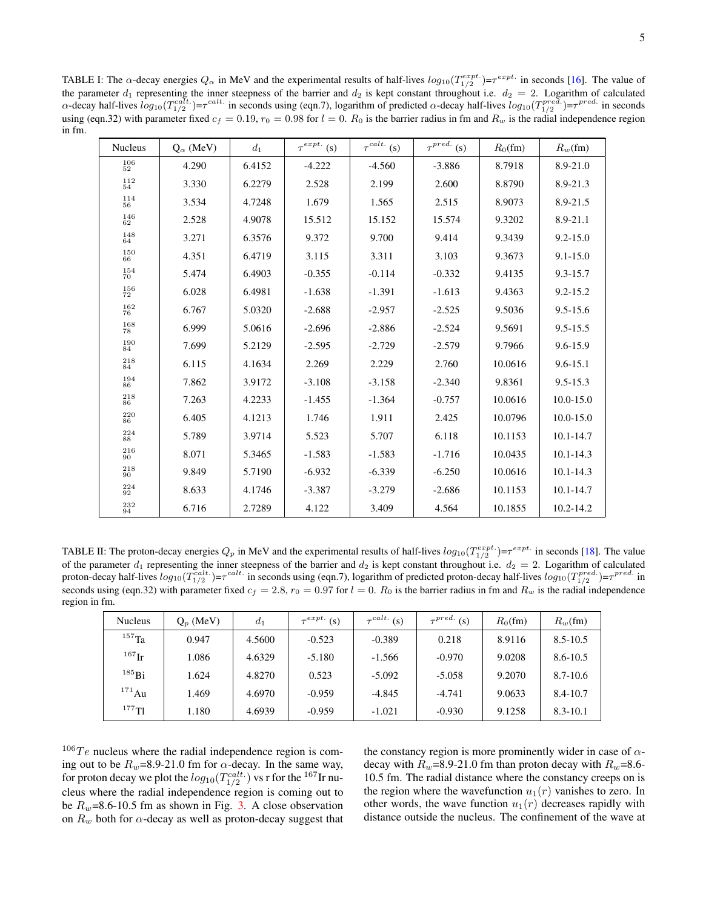TABLE I: The $\alpha$-decay energies $Q_\alpha$ in MeV and the experimental results of half-lives $log_{10}(T_{1/2}^{expt.})$=$\tau^{expt.}$ in seconds [16]. The value of the parameter $d_1$ representing the inner steepness of the barrier and $d_2$ is kept constant throughout i.e. $d_2 = 2$. Logarithm of calculated $\alpha$-decay half-lives $log_{10}(T_{1/2}^{calt.})$=$\tau^{calt.}$ in seconds using (eqn.7), logarithm of predicted $\alpha$-decay half-lives $log_{10}(T_{1/2}^{pred.})$=$\tau^{pred.}$ in seconds using (eqn.32) with parameter fixed $c_f = 0.19$, $r_0 = 0.98$ for $l = 0$. $R_0$ is the barrier radius in fm and $R_w$ is the radial independence region in fm.

| Nucleus | $Q_\alpha$ (MeV) | $d_1$ | $\tau^{expt.}$ (s) | $\tau^{calt.}$ (s) | $\tau^{pred.}$ (s) | $R_0$(fm) | $R_w$(fm) |
|---|---|---|---|---|---|---|---|
| $^{106}_{52}$ | 4.290 | 6.4152 | -4.222 | -4.560 | -3.886 | 8.7918 | 8.9-21.0 |
| $^{112}_{54}$ | 3.330 | 6.2279 | 2.528 | 2.199 | 2.600 | 8.8790 | 8.9-21.3 |
| $^{114}_{56}$ | 3.534 | 4.7248 | 1.679 | 1.565 | 2.515 | 8.9073 | 8.9-21.5 |
| $^{146}_{62}$ | 2.528 | 4.9078 | 15.512 | 15.152 | 15.574 | 9.3202 | 8.9-21.1 |
| $^{148}_{64}$ | 3.271 | 6.3576 | 9.372 | 9.700 | 9.414 | 9.3439 | 9.2-15.0 |
| $^{150}_{66}$ | 4.351 | 6.4719 | 3.115 | 3.311 | 3.103 | 9.3673 | 9.1-15.0 |
| $^{154}_{70}$ | 5.474 | 6.4903 | -0.355 | -0.114 | -0.332 | 9.4135 | 9.3-15.7 |
| $^{156}_{72}$ | 6.028 | 6.4981 | -1.638 | -1.391 | -1.613 | 9.4363 | 9.2-15.2 |
| $^{162}_{76}$ | 6.767 | 5.0320 | -2.688 | -2.957 | -2.525 | 9.5036 | 9.5-15.6 |
| $^{168}_{78}$ | 6.999 | 5.0616 | -2.696 | -2.886 | -2.524 | 9.5691 | 9.5-15.5 |
| $^{190}_{84}$ | 7.699 | 5.2129 | -2.595 | -2.729 | -2.579 | 9.7966 | 9.6-15.9 |
| $^{218}_{84}$ | 6.115 | 4.1634 | 2.269 | 2.229 | 2.760 | 10.0616 | 9.6-15.1 |
| $^{194}_{86}$ | 7.862 | 3.9172 | -3.108 | -3.158 | -2.340 | 9.8361 | 9.5-15.3 |
| $^{218}_{86}$ | 7.263 | 4.2233 | -1.455 | -1.364 | -0.757 | 10.0616 | 10.0-15.0 |
| $^{220}_{86}$ | 6.405 | 4.1213 | 1.746 | 1.911 | 2.425 | 10.0796 | 10.0-15.0 |
| $^{224}_{88}$ | 5.789 | 3.9714 | 5.523 | 5.707 | 6.118 | 10.1153 | 10.1-14.7 |
| $^{216}_{90}$ | 8.071 | 5.3465 | -1.583 | -1.583 | -1.716 | 10.0435 | 10.1-14.3 |
| $^{218}_{90}$ | 9.849 | 5.7190 | -6.932 | -6.339 | -6.250 | 10.0616 | 10.1-14.3 |
| $^{224}_{92}$ | 8.633 | 4.1746 | -3.387 | -3.279 | -2.686 | 10.1153 | 10.1-14.7 |
| $^{232}_{94}$ | 6.716 | 2.7289 | 4.122 | 3.409 | 4.564 | 10.1855 | 10.2-14.2 |

TABLE II: The proton-decay energies $Q_p$ in MeV and the experimental results of half-lives $log_{10}(T_{1/2}^{expt.})$=$\tau^{expt.}$ in seconds [18]. The value of the parameter $d_1$ representing the inner steepness of the barrier and $d_2$ is kept constant throughout i.e. $d_2 = 2$. Logarithm of calculated proton-decay half-lives $log_{10}(T_{1/2}^{calt.})$=$\tau^{calt.}$ in seconds using (eqn.7), logarithm of predicted proton-decay half-lives $log_{10}(T_{1/2}^{pred.})$=$\tau^{pred.}$ in seconds using (eqn.32) with parameter fixed $c_f = 2.8$, $r_0 = 0.97$ for $l = 0$. $R_0$ is the barrier radius in fm and $R_w$ is the radial independence region in fm.

| Nucleus | $Q_p$ (MeV) | $d_1$ | $\tau^{expt.}$ (s) | $\tau^{calt.}$ (s) | $\tau^{pred.}$ (s) | $R_0$(fm) | $R_w$(fm) |
|---|---|---|---|---|---|---|---|
| $^{157}$Ta | 0.947 | 4.5600 | -0.523 | -0.389 | 0.218 | 8.9116 | 8.5-10.5 |
| $^{167}$Ir | 1.086 | 4.6329 | -5.180 | -1.566 | -0.970 | 9.0208 | 8.6-10.5 |
| $^{185}$Bi | 1.624 | 4.8270 | 0.523 | -5.092 | -5.058 | 9.2070 | 8.7-10.6 |
| $^{171}$Au | 1.469 | 4.6970 | -0.959 | -4.845 | -4.741 | 9.0633 | 8.4-10.7 |
| $^{177}$Tl | 1.180 | 4.6939 | -0.959 | -1.021 | -0.930 | 9.1258 | 8.3-10.1 |

$^{106}Te$ nucleus where the radial independence region is coming out to be $R_w$=8.9-21.0 fm for $\alpha$-decay. In the same way, for proton decay we plot the $log_{10}(T_{1/2}^{calt.})$ vs r for the $^{167}$Ir nucleus where the radial independence region is coming out to be $R_w$=8.6-10.5 fm as shown in Fig. 3. A close observation on $R_w$ both for $\alpha$-decay as well as proton-decay suggest that the constancy region is more prominently wider in case of $\alpha$-decay with $R_w$=8.9-21.0 fm than proton decay with $R_w$=8.6-10.5 fm. The radial distance where the constancy creeps on is the region where the wavefunction $u_1(r)$ vanishes to zero. In other words, the wave function $u_1(r)$ decreases rapidly with distance outside the nucleus. The confinement of the wave at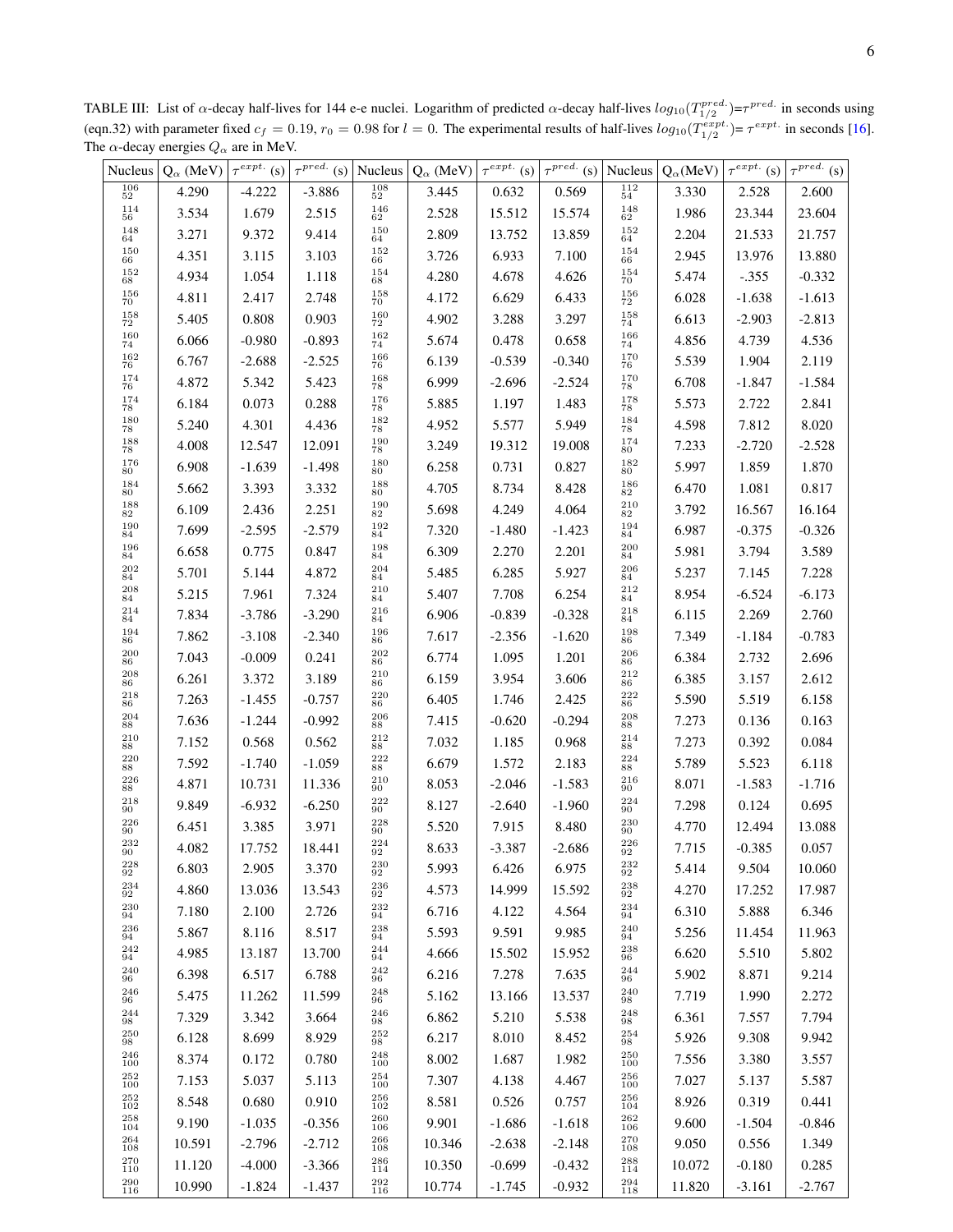TABLE III: List of $\alpha$-decay half-lives for 144 e-e nuclei. Logarithm of predicted $\alpha$-decay half-lives $log_{10}(T_{1/2}^{pred.})$=$\tau^{pred.}$ in seconds using (eqn.32) with parameter fixed $c_f = 0.19$, $r_0 = 0.98$ for $l = 0$. The experimental results of half-lives $log_{10}(T_{1/2}^{expt.})$= $\tau^{expt.}$ in seconds [16]. The $\alpha$-decay energies $Q_\alpha$ are in MeV.

| Nucleus | $Q_\alpha$ (MeV) | $\tau^{expt.}$ (s) | $\tau^{pred.}$ (s) | Nucleus | $Q_\alpha$ (MeV) | $\tau^{expt.}$ (s) | $\tau^{pred.}$ (s) | Nucleus | $Q_\alpha$(MeV) | $\tau^{expt.}$ (s) | $\tau^{pred.}$ (s) |
|---|---|---|---|---|---|---|---|---|---|---|---|
| $^{106}_{52}$ | 4.290 | -4.222 | -3.886 | $^{108}_{52}$ | 3.445 | 0.632 | 0.569 | $^{112}_{54}$ | 3.330 | 2.528 | 2.600 |
| $^{114}_{56}$ | 3.534 | 1.679 | 2.515 | $^{146}_{62}$ | 2.528 | 15.512 | 15.574 | $^{148}_{62}$ | 1.986 | 23.344 | 23.604 |
| $^{148}_{64}$ | 3.271 | 9.372 | 9.414 | $^{150}_{64}$ | 2.809 | 13.752 | 13.859 | $^{152}_{64}$ | 2.204 | 21.533 | 21.757 |
| $^{150}_{66}$ | 4.351 | 3.115 | 3.103 | $^{152}_{66}$ | 3.726 | 6.933 | 7.100 | $^{154}_{66}$ | 2.945 | 13.976 | 13.880 |
| $^{152}_{68}$ | 4.934 | 1.054 | 1.118 | $^{154}_{68}$ | 4.280 | 4.678 | 4.626 | $^{154}_{70}$ | 5.474 | -.355 | -0.332 |
| $^{156}_{70}$ | 4.811 | 2.417 | 2.748 | $^{158}_{70}$ | 4.172 | 6.629 | 6.433 | $^{156}_{72}$ | 6.028 | -1.638 | -1.613 |
| $^{158}_{72}$ | 5.405 | 0.808 | 0.903 | $^{160}_{72}$ | 4.902 | 3.288 | 3.297 | $^{158}_{74}$ | 6.613 | -2.903 | -2.813 |
| $^{160}_{74}$ | 6.066 | -0.980 | -0.893 | $^{162}_{74}$ | 5.674 | 0.478 | 0.658 | $^{166}_{74}$ | 4.856 | 4.739 | 4.536 |
| $^{162}_{76}$ | 6.767 | -2.688 | -2.525 | $^{166}_{76}$ | 6.139 | -0.539 | -0.340 | $^{170}_{76}$ | 5.539 | 1.904 | 2.119 |
| $^{174}_{76}$ | 4.872 | 5.342 | 5.423 | $^{168}_{78}$ | 6.999 | -2.696 | -2.524 | $^{170}_{78}$ | 6.708 | -1.847 | -1.584 |
| $^{174}_{78}$ | 6.184 | 0.073 | 0.288 | $^{176}_{78}$ | 5.885 | 1.197 | 1.483 | $^{178}_{78}$ | 5.573 | 2.722 | 2.841 |
| $^{180}_{78}$ | 5.240 | 4.301 | 4.436 | $^{182}_{78}$ | 4.952 | 5.577 | 5.949 | $^{184}_{78}$ | 4.598 | 7.812 | 8.020 |
| $^{188}_{78}$ | 4.008 | 12.547 | 12.091 | $^{190}_{78}$ | 3.249 | 19.312 | 19.008 | $^{174}_{80}$ | 7.233 | -2.720 | -2.528 |
| $^{176}_{80}$ | 6.908 | -1.639 | -1.498 | $^{180}_{80}$ | 6.258 | 0.731 | 0.827 | $^{182}_{80}$ | 5.997 | 1.859 | 1.870 |
| $^{184}_{80}$ | 5.662 | 3.393 | 3.332 | $^{188}_{80}$ | 4.705 | 8.734 | 8.428 | $^{186}_{82}$ | 6.470 | 1.081 | 0.817 |
| $^{188}_{82}$ | 6.109 | 2.436 | 2.251 | $^{190}_{82}$ | 5.698 | 4.249 | 4.064 | $^{210}_{82}$ | 3.792 | 16.567 | 16.164 |
| $^{190}_{84}$ | 7.699 | -2.595 | -2.579 | $^{192}_{84}$ | 7.320 | -1.480 | -1.423 | $^{194}_{84}$ | 6.987 | -0.375 | -0.326 |
| $^{196}_{84}$ | 6.658 | 0.775 | 0.847 | $^{198}_{84}$ | 6.309 | 2.270 | 2.201 | $^{200}_{84}$ | 5.981 | 3.794 | 3.589 |
| $^{202}_{84}$ | 5.701 | 5.144 | 4.872 | $^{204}_{84}$ | 5.485 | 6.285 | 5.927 | $^{206}_{84}$ | 5.237 | 7.145 | 7.228 |
| $^{208}_{84}$ | 5.215 | 7.961 | 7.324 | $^{210}_{84}$ | 5.407 | 7.708 | 6.254 | $^{212}_{84}$ | 8.954 | -6.524 | -6.173 |
| $^{214}_{84}$ | 7.834 | -3.786 | -3.290 | $^{216}_{84}$ | 6.906 | -0.839 | -0.328 | $^{218}_{84}$ | 6.115 | 2.269 | 2.760 |
| $^{194}_{86}$ | 7.862 | -3.108 | -2.340 | $^{196}_{86}$ | 7.617 | -2.356 | -1.620 | $^{198}_{86}$ | 7.349 | -1.184 | -0.783 |
| $^{200}_{86}$ | 7.043 | -0.009 | 0.241 | $^{202}_{86}$ | 6.774 | 1.095 | 1.201 | $^{206}_{86}$ | 6.384 | 2.732 | 2.696 |
| $^{208}_{86}$ | 6.261 | 3.372 | 3.189 | $^{210}_{86}$ | 6.159 | 3.954 | 3.606 | $^{212}_{86}$ | 6.385 | 3.157 | 2.612 |
| $^{218}_{86}$ | 7.263 | -1.455 | -0.757 | $^{220}_{86}$ | 6.405 | 1.746 | 2.425 | $^{222}_{86}$ | 5.590 | 5.519 | 6.158 |
| $^{204}_{88}$ | 7.636 | -1.244 | -0.992 | $^{206}_{88}$ | 7.415 | -0.620 | -0.294 | $^{208}_{88}$ | 7.273 | 0.136 | 0.163 |
| $^{210}_{88}$ | 7.152 | 0.568 | 0.562 | $^{212}_{88}$ | 7.032 | 1.185 | 0.968 | $^{214}_{88}$ | 7.273 | 0.392 | 0.084 |
| $^{220}_{88}$ | 7.592 | -1.740 | -1.059 | $^{222}_{88}$ | 6.679 | 1.572 | 2.183 | $^{224}_{88}$ | 5.789 | 5.523 | 6.118 |
| $^{226}_{88}$ | 4.871 | 10.731 | 11.336 | $^{210}_{90}$ | 8.053 | -2.046 | -1.583 | $^{216}_{90}$ | 8.071 | -1.583 | -1.716 |
| $^{218}_{90}$ | 9.849 | -6.932 | -6.250 | $^{222}_{90}$ | 8.127 | -2.640 | -1.960 | $^{224}_{90}$ | 7.298 | 0.124 | 0.695 |
| $^{226}_{90}$ | 6.451 | 3.385 | 3.971 | $^{228}_{90}$ | 5.520 | 7.915 | 8.480 | $^{230}_{90}$ | 4.770 | 12.494 | 13.088 |
| $^{232}_{90}$ | 4.082 | 17.752 | 18.441 | $^{224}_{92}$ | 8.633 | -3.387 | -2.686 | $^{226}_{92}$ | 7.715 | -0.385 | 0.057 |
| $^{228}_{92}$ | 6.803 | 2.905 | 3.370 | $^{230}_{92}$ | 5.993 | 6.426 | 6.975 | $^{232}_{92}$ | 5.414 | 9.504 | 10.060 |
| $^{234}_{92}$ | 4.860 | 13.036 | 13.543 | $^{236}_{92}$ | 4.573 | 14.999 | 15.592 | $^{238}_{92}$ | 4.270 | 17.252 | 17.987 |
| $^{230}_{94}$ | 7.180 | 2.100 | 2.726 | $^{232}_{94}$ | 6.716 | 4.122 | 4.564 | $^{234}_{94}$ | 6.310 | 5.888 | 6.346 |
| $^{236}_{94}$ | 5.867 | 8.116 | 8.517 | $^{238}_{94}$ | 5.593 | 9.591 | 9.985 | $^{240}_{94}$ | 5.256 | 11.454 | 11.963 |
| $^{242}_{94}$ | 4.985 | 13.187 | 13.700 | $^{244}_{94}$ | 4.666 | 15.502 | 15.952 | $^{238}_{96}$ | 6.620 | 5.510 | 5.802 |
| $^{240}_{96}$ | 6.398 | 6.517 | 6.788 | $^{242}_{96}$ | 6.216 | 7.278 | 7.635 | $^{244}_{96}$ | 5.902 | 8.871 | 9.214 |
| $^{246}_{96}$ | 5.475 | 11.262 | 11.599 | $^{248}_{96}$ | 5.162 | 13.166 | 13.537 | $^{240}_{98}$ | 7.719 | 1.990 | 2.272 |
| $^{244}_{98}$ | 7.329 | 3.342 | 3.664 | $^{246}_{98}$ | 6.862 | 5.210 | 5.538 | $^{248}_{98}$ | 6.361 | 7.557 | 7.794 |
| $^{250}_{98}$ | 6.128 | 8.699 | 8.929 | $^{252}_{98}$ | 6.217 | 8.010 | 8.452 | $^{254}_{98}$ | 5.926 | 9.308 | 9.942 |
| $^{246}_{100}$ | 8.374 | 0.172 | 0.780 | $^{248}_{100}$ | 8.002 | 1.687 | 1.982 | $^{250}_{100}$ | 7.556 | 3.380 | 3.557 |
| $^{252}_{100}$ | 7.153 | 5.037 | 5.113 | $^{254}_{100}$ | 7.307 | 4.138 | 4.467 | $^{256}_{100}$ | 7.027 | 5.137 | 5.587 |
| $^{252}_{102}$ | 8.548 | 0.680 | 0.910 | $^{256}_{102}$ | 8.581 | 0.526 | 0.757 | $^{256}_{104}$ | 8.926 | 0.319 | 0.441 |
| $^{258}_{104}$ | 9.190 | -1.035 | -0.356 | $^{260}_{106}$ | 9.901 | -1.686 | -1.618 | $^{262}_{106}$ | 9.600 | -1.504 | -0.846 |
| $^{264}_{108}$ | 10.591 | -2.796 | -2.712 | $^{266}_{108}$ | 10.346 | -2.638 | -2.148 | $^{270}_{108}$ | 9.050 | 0.556 | 1.349 |
| $^{270}_{110}$ | 11.120 | -4.000 | -3.366 | $^{286}_{114}$ | 10.350 | -0.699 | -0.432 | $^{288}_{114}$ | 10.072 | -0.180 | 0.285 |
| $^{290}_{116}$ | 10.990 | -1.824 | -1.437 | $^{292}_{116}$ | 10.774 | -1.745 | -0.932 | $^{294}_{118}$ | 11.820 | -3.161 | -2.767 |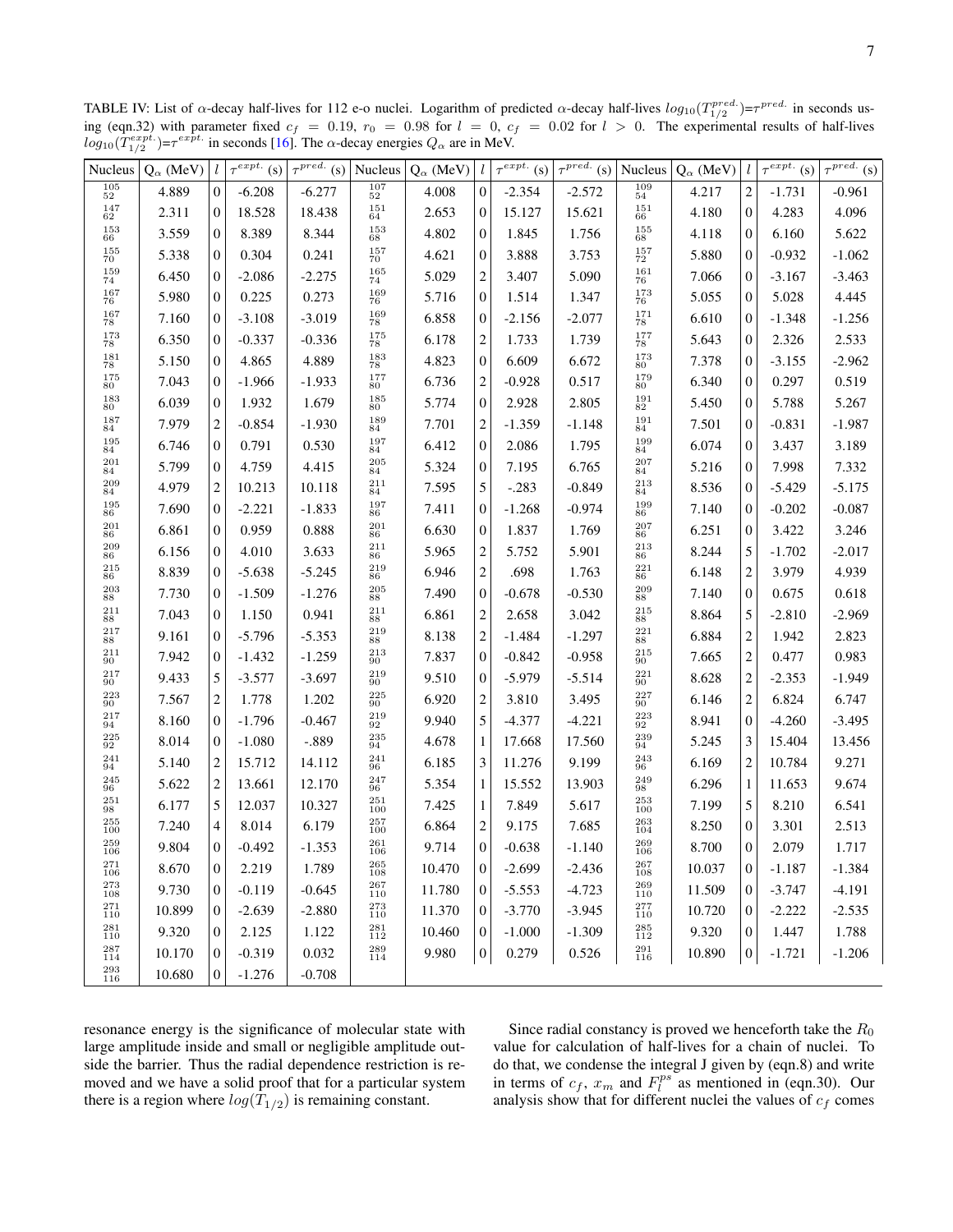TABLE IV: List of $\alpha$-decay half-lives for 112 e-o nuclei. Logarithm of predicted $\alpha$-decay half-lives $log_{10}(T_{1/2}^{pred.})$=$\tau^{pred.}$ in seconds using (eqn.32) with parameter fixed $c_f = 0.19$, $r_0 = 0.98$ for $l = 0$, $c_f = 0.02$ for $l > 0$. The experimental results of half-lives $log_{10}(T_{1/2}^{expt.})$=$\tau^{expt.}$ in seconds [16]. The $\alpha$-decay energies $Q_\alpha$ are in MeV.

| Nucleus | $Q_\alpha$ (MeV) | $l$ | $\tau^{expt.}$ (s) | $\tau^{pred.}$ (s) | Nucleus | $Q_\alpha$ (MeV) | $l$ | $\tau^{expt.}$ (s) | $\tau^{pred.}$ (s) | Nucleus | $Q_\alpha$ (MeV) | $l$ | $\tau^{expt.}$ (s) | $\tau^{pred.}$ (s) |
|---|---|---|---|---|---|---|---|---|---|---|---|---|---|---|
| $^{105}_{52}$ | 4.889 | 0 | -6.208 | -6.277 | $^{107}_{52}$ | 4.008 | 0 | -2.354 | -2.572 | $^{109}_{54}$ | 4.217 | 2 | -1.731 | -0.961 |
| $^{147}_{62}$ | 2.311 | 0 | 18.528 | 18.438 | $^{151}_{64}$ | 2.653 | 0 | 15.127 | 15.621 | $^{151}_{66}$ | 4.180 | 0 | 4.283 | 4.096 |
| $^{153}_{66}$ | 3.559 | 0 | 8.389 | 8.344 | $^{153}_{68}$ | 4.802 | 0 | 1.845 | 1.756 | $^{155}_{68}$ | 4.118 | 0 | 6.160 | 5.622 |
| $^{155}_{70}$ | 5.338 | 0 | 0.304 | 0.241 | $^{157}_{70}$ | 4.621 | 0 | 3.888 | 3.753 | $^{157}_{72}$ | 5.880 | 0 | -0.932 | -1.062 |
| $^{159}_{74}$ | 6.450 | 0 | -2.086 | -2.275 | $^{165}_{74}$ | 5.029 | 2 | 3.407 | 5.090 | $^{161}_{76}$ | 7.066 | 0 | -3.167 | -3.463 |
| $^{167}_{76}$ | 5.980 | 0 | 0.225 | 0.273 | $^{169}_{76}$ | 5.716 | 0 | 1.514 | 1.347 | $^{173}_{76}$ | 5.055 | 0 | 5.028 | 4.445 |
| $^{167}_{78}$ | 7.160 | 0 | -3.108 | -3.019 | $^{169}_{78}$ | 6.858 | 0 | -2.156 | -2.077 | $^{171}_{78}$ | 6.610 | 0 | -1.348 | -1.256 |
| $^{173}_{78}$ | 6.350 | 0 | -0.337 | -0.336 | $^{175}_{78}$ | 6.178 | 2 | 1.733 | 1.739 | $^{177}_{78}$ | 5.643 | 0 | 2.326 | 2.533 |
| $^{181}_{78}$ | 5.150 | 0 | 4.865 | 4.889 | $^{183}_{78}$ | 4.823 | 0 | 6.609 | 6.672 | $^{173}_{80}$ | 7.378 | 0 | -3.155 | -2.962 |
| $^{175}_{80}$ | 7.043 | 0 | -1.966 | -1.933 | $^{177}_{80}$ | 6.736 | 2 | -0.928 | 0.517 | $^{179}_{80}$ | 6.340 | 0 | 0.297 | 0.519 |
| $^{183}_{80}$ | 6.039 | 0 | 1.932 | 1.679 | $^{185}_{80}$ | 5.774 | 0 | 2.928 | 2.805 | $^{191}_{82}$ | 5.450 | 0 | 5.788 | 5.267 |
| $^{187}_{84}$ | 7.979 | 2 | -0.854 | -1.930 | $^{189}_{84}$ | 7.701 | 2 | -1.359 | -1.148 | $^{191}_{84}$ | 7.501 | 0 | -0.831 | -1.987 |
| $^{195}_{84}$ | 6.746 | 0 | 0.791 | 0.530 | $^{197}_{84}$ | 6.412 | 0 | 2.086 | 1.795 | $^{199}_{84}$ | 6.074 | 0 | 3.437 | 3.189 |
| $^{201}_{84}$ | 5.799 | 0 | 4.759 | 4.415 | $^{205}_{84}$ | 5.324 | 0 | 7.195 | 6.765 | $^{207}_{84}$ | 5.216 | 0 | 7.998 | 7.332 |
| $^{209}_{84}$ | 4.979 | 2 | 10.213 | 10.118 | $^{211}_{84}$ | 7.595 | 5 | -.283 | -0.849 | $^{213}_{84}$ | 8.536 | 0 | -5.429 | -5.175 |
| $^{195}_{86}$ | 7.690 | 0 | -2.221 | -1.833 | $^{197}_{86}$ | 7.411 | 0 | -1.268 | -0.974 | $^{199}_{86}$ | 7.140 | 0 | -0.202 | -0.087 |
| $^{201}_{86}$ | 6.861 | 0 | 0.959 | 0.888 | $^{201}_{86}$ | 6.630 | 0 | 1.837 | 1.769 | $^{207}_{86}$ | 6.251 | 0 | 3.422 | 3.246 |
| $^{209}_{86}$ | 6.156 | 0 | 4.010 | 3.633 | $^{211}_{86}$ | 5.965 | 2 | 5.752 | 5.901 | $^{213}_{86}$ | 8.244 | 5 | -1.702 | -2.017 |
| $^{215}_{86}$ | 8.839 | 0 | -5.638 | -5.245 | $^{219}_{86}$ | 6.946 | 2 | .698 | 1.763 | $^{221}_{86}$ | 6.148 | 2 | 3.979 | 4.939 |
| $^{203}_{88}$ | 7.730 | 0 | -1.509 | -1.276 | $^{205}_{88}$ | 7.490 | 0 | -0.678 | -0.530 | $^{209}_{88}$ | 7.140 | 0 | 0.675 | 0.618 |
| $^{211}_{88}$ | 7.043 | 0 | 1.150 | 0.941 | $^{211}_{88}$ | 6.861 | 2 | 2.658 | 3.042 | $^{215}_{88}$ | 8.864 | 5 | -2.810 | -2.969 |
| $^{217}_{88}$ | 9.161 | 0 | -5.796 | -5.353 | $^{219}_{88}$ | 8.138 | 2 | -1.484 | -1.297 | $^{221}_{88}$ | 6.884 | 2 | 1.942 | 2.823 |
| $^{211}_{90}$ | 7.942 | 0 | -1.432 | -1.259 | $^{213}_{90}$ | 7.837 | 0 | -0.842 | -0.958 | $^{215}_{90}$ | 7.665 | 2 | 0.477 | 0.983 |
| $^{217}_{90}$ | 9.433 | 5 | -3.577 | -3.697 | $^{219}_{90}$ | 9.510 | 0 | -5.979 | -5.514 | $^{221}_{90}$ | 8.628 | 2 | -2.353 | -1.949 |
| $^{223}_{90}$ | 7.567 | 2 | 1.778 | 1.202 | $^{225}_{90}$ | 6.920 | 2 | 3.810 | 3.495 | $^{227}_{90}$ | 6.146 | 2 | 6.824 | 6.747 |
| $^{217}_{94}$ | 8.160 | 0 | -1.796 | -0.467 | $^{219}_{92}$ | 9.940 | 5 | -4.377 | -4.221 | $^{223}_{92}$ | 8.941 | 0 | -4.260 | -3.495 |
| $^{225}_{92}$ | 8.014 | 0 | -1.080 | -.889 | $^{235}_{94}$ | 4.678 | 1 | 17.668 | 17.560 | $^{239}_{94}$ | 5.245 | 3 | 15.404 | 13.456 |
| $^{241}_{94}$ | 5.140 | 2 | 15.712 | 14.112 | $^{241}_{96}$ | 6.185 | 3 | 11.276 | 9.199 | $^{243}_{96}$ | 6.169 | 2 | 10.784 | 9.271 |
| $^{245}_{96}$ | 5.622 | 2 | 13.661 | 12.170 | $^{247}_{96}$ | 5.354 | 1 | 15.552 | 13.903 | $^{249}_{98}$ | 6.296 | 1 | 11.653 | 9.674 |
| $^{251}_{98}$ | 6.177 | 5 | 12.037 | 10.327 | $^{251}_{100}$ | 7.425 | 1 | 7.849 | 5.617 | $^{253}_{100}$ | 7.199 | 5 | 8.210 | 6.541 |
| $^{255}_{100}$ | 7.240 | 4 | 8.014 | 6.179 | $^{257}_{100}$ | 6.864 | 2 | 9.175 | 7.685 | $^{263}_{104}$ | 8.250 | 0 | 3.301 | 2.513 |
| $^{259}_{106}$ | 9.804 | 0 | -0.492 | -1.353 | $^{261}_{106}$ | 9.714 | 0 | -0.638 | -1.140 | $^{269}_{106}$ | 8.700 | 0 | 2.079 | 1.717 |
| $^{271}_{106}$ | 8.670 | 0 | 2.219 | 1.789 | $^{265}_{108}$ | 10.470 | 0 | -2.699 | -2.436 | $^{267}_{108}$ | 10.037 | 0 | -1.187 | -1.384 |
| $^{273}_{108}$ | 9.730 | 0 | -0.119 | -0.645 | $^{267}_{110}$ | 11.780 | 0 | -5.553 | -4.723 | $^{269}_{110}$ | 11.509 | 0 | -3.747 | -4.191 |
| $^{271}_{110}$ | 10.899 | 0 | -2.639 | -2.880 | $^{273}_{110}$ | 11.370 | 0 | -3.770 | -3.945 | $^{277}_{110}$ | 10.720 | 0 | -2.222 | -2.535 |
| $^{281}_{110}$ | 9.320 | 0 | 2.125 | 1.122 | $^{281}_{112}$ | 10.460 | 0 | -1.000 | -1.309 | $^{285}_{112}$ | 9.320 | 0 | 1.447 | 1.788 |
| $^{287}_{114}$ | 10.170 | 0 | -0.319 | 0.032 | $^{289}_{114}$ | 9.980 | 0 | 0.279 | 0.526 | $^{291}_{116}$ | 10.890 | 0 | -1.721 | -1.206 |
| $^{293}_{116}$ | 10.680 | 0 | -1.276 | -0.708 | | | | | | | | | | |

resonance energy is the significance of molecular state with large amplitude inside and small or negligible amplitude outside the barrier. Thus the radial dependence restriction is removed and we have a solid proof that for a particular system there is a region where $log(T_{1/2})$ is remaining constant.

Since radial constancy is proved we henceforth take the $R_0$ value for calculation of half-lives for a chain of nuclei. To do that, we condense the integral J given by (eqn.8) and write in terms of $c_f$, $x_m$ and $F_l^{ps}$ as mentioned in (eqn.30). Our analysis show that for different nuclei the values of $c_f$ comes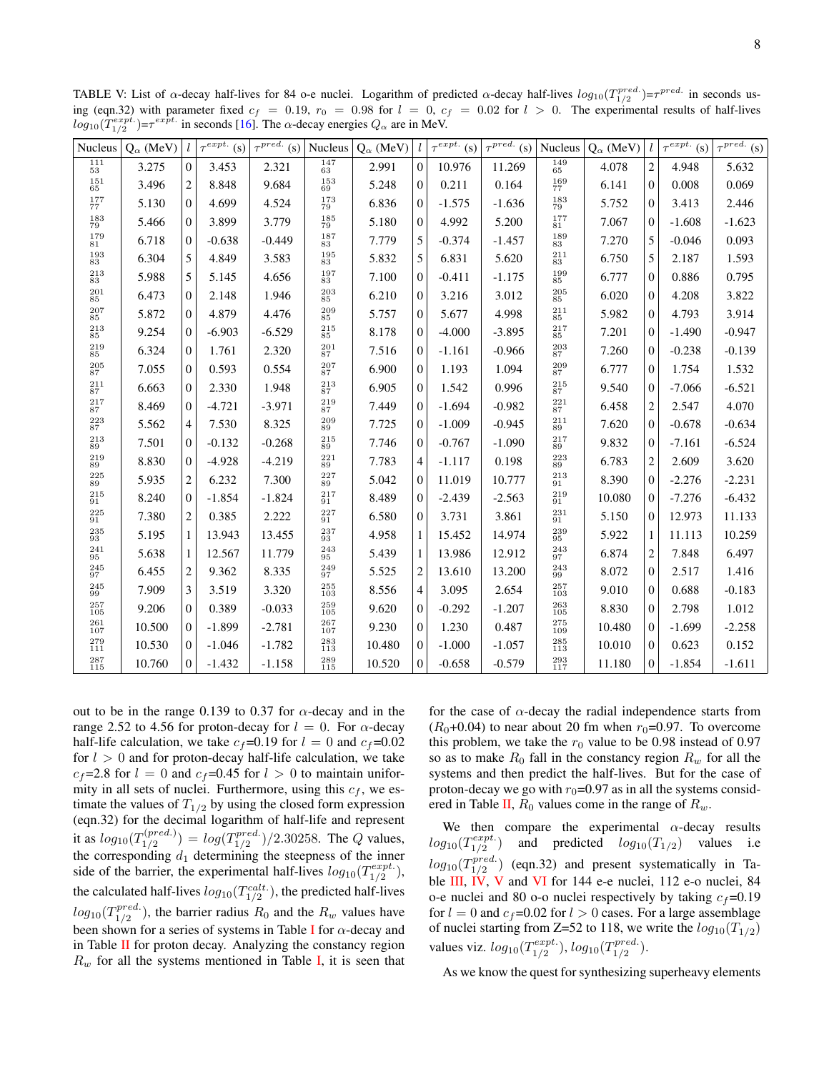TABLE V: List of α-decay half-lives for 84 o-e nuclei. Logarithm of predicted α-decay half-lives $log_{10}(T^{pred.}_{1/2})$=$\tau^{pred.}$ in seconds using (eqn.32) with parameter fixed $c_f$ = 0.19, $r_0$ = 0.98 for $l$ = 0, $c_f$ = 0.02 for $l$ > 0. The experimental results of half-lives $log_{10}(T^{expt.}_{1/2})$=$\tau^{expt.}$ in seconds [16]. The α-decay energies $Q_\alpha$ are in MeV.

| Nucleus | $Q_\alpha$ (MeV) | $l$ | $\tau^{expt.}$ (s) | $\tau^{pred.}$ (s) | Nucleus | $Q_\alpha$ (MeV) | $l$ | $\tau^{expt.}$ (s) | $\tau^{pred.}$ (s) | Nucleus | $Q_\alpha$ (MeV) | $l$ | $\tau^{expt.}$ (s) | $\tau^{pred.}$ (s) |
|---|---|---|---|---|---|---|---|---|---|---|---|---|---|---|
| $^{111}_{53}$ | 3.275 | 0 | 3.453 | 2.321 | $^{147}_{63}$ | 2.991 | 0 | 10.976 | 11.269 | $^{149}_{65}$ | 4.078 | 2 | 4.948 | 5.632 |
| $^{151}_{65}$ | 3.496 | 2 | 8.848 | 9.684 | $^{153}_{69}$ | 5.248 | 0 | 0.211 | 0.164 | $^{169}_{77}$ | 6.141 | 0 | 0.008 | 0.069 |
| $^{177}_{77}$ | 5.130 | 0 | 4.699 | 4.524 | $^{173}_{79}$ | 6.836 | 0 | -1.575 | -1.636 | $^{183}_{79}$ | 5.752 | 0 | 3.413 | 2.446 |
| $^{183}_{79}$ | 5.466 | 0 | 3.899 | 3.779 | $^{185}_{79}$ | 5.180 | 0 | 4.992 | 5.200 | $^{177}_{81}$ | 7.067 | 0 | -1.608 | -1.623 |
| $^{179}_{81}$ | 6.718 | 0 | -0.638 | -0.449 | $^{187}_{83}$ | 7.779 | 5 | -0.374 | -1.457 | $^{189}_{83}$ | 7.270 | 5 | -0.046 | 0.093 |
| $^{193}_{83}$ | 6.304 | 5 | 4.849 | 3.583 | $^{195}_{83}$ | 5.832 | 5 | 6.831 | 5.620 | $^{211}_{83}$ | 6.750 | 5 | 2.187 | 1.593 |
| $^{213}_{83}$ | 5.988 | 5 | 5.145 | 4.656 | $^{197}_{83}$ | 7.100 | 0 | -0.411 | -1.175 | $^{199}_{85}$ | 6.777 | 0 | 0.886 | 0.795 |
| $^{201}_{85}$ | 6.473 | 0 | 2.148 | 1.946 | $^{203}_{85}$ | 6.210 | 0 | 3.216 | 3.012 | $^{205}_{85}$ | 6.020 | 0 | 4.208 | 3.822 |
| $^{207}_{85}$ | 5.872 | 0 | 4.879 | 4.476 | $^{209}_{85}$ | 5.757 | 0 | 5.677 | 4.998 | $^{211}_{85}$ | 5.982 | 0 | 4.793 | 3.914 |
| $^{213}_{85}$ | 9.254 | 0 | -6.903 | -6.529 | $^{215}_{85}$ | 8.178 | 0 | -4.000 | -3.895 | $^{217}_{85}$ | 7.201 | 0 | -1.490 | -0.947 |
| $^{219}_{85}$ | 6.324 | 0 | 1.761 | 2.320 | $^{201}_{87}$ | 7.516 | 0 | -1.161 | -0.966 | $^{203}_{87}$ | 7.260 | 0 | -0.238 | -0.139 |
| $^{205}_{87}$ | 7.055 | 0 | 0.593 | 0.554 | $^{207}_{87}$ | 6.900 | 0 | 1.193 | 1.094 | $^{209}_{87}$ | 6.777 | 0 | 1.754 | 1.532 |
| $^{211}_{87}$ | 6.663 | 0 | 2.330 | 1.948 | $^{213}_{87}$ | 6.905 | 0 | 1.542 | 0.996 | $^{215}_{87}$ | 9.540 | 0 | -7.066 | -6.521 |
| $^{217}_{87}$ | 8.469 | 0 | -4.721 | -3.971 | $^{219}_{87}$ | 7.449 | 0 | -1.694 | -0.982 | $^{221}_{87}$ | 6.458 | 2 | 2.547 | 4.070 |
| $^{223}_{87}$ | 5.562 | 4 | 7.530 | 8.325 | $^{209}_{89}$ | 7.725 | 0 | -1.009 | -0.945 | $^{211}_{89}$ | 7.620 | 0 | -0.678 | -0.634 |
| $^{213}_{89}$ | 7.501 | 0 | -0.132 | -0.268 | $^{215}_{89}$ | 7.746 | 0 | -0.767 | -1.090 | $^{217}_{89}$ | 9.832 | 0 | -7.161 | -6.524 |
| $^{219}_{89}$ | 8.830 | 0 | -4.928 | -4.219 | $^{221}_{89}$ | 7.783 | 4 | -1.117 | 0.198 | $^{223}_{89}$ | 6.783 | 2 | 2.609 | 3.620 |
| $^{225}_{89}$ | 5.935 | 2 | 6.232 | 7.300 | $^{227}_{89}$ | 5.042 | 0 | 11.019 | 10.777 | $^{213}_{91}$ | 8.390 | 0 | -2.276 | -2.231 |
| $^{215}_{91}$ | 8.240 | 0 | -1.854 | -1.824 | $^{217}_{91}$ | 8.489 | 0 | -2.439 | -2.563 | $^{219}_{91}$ | 10.080 | 0 | -7.276 | -6.432 |
| $^{225}_{91}$ | 7.380 | 2 | 0.385 | 2.222 | $^{227}_{91}$ | 6.580 | 0 | 3.731 | 3.861 | $^{231}_{91}$ | 5.150 | 0 | 12.973 | 11.133 |
| $^{235}_{93}$ | 5.195 | 1 | 13.943 | 13.455 | $^{237}_{93}$ | 4.958 | 1 | 15.452 | 14.974 | $^{239}_{95}$ | 5.922 | 1 | 11.113 | 10.259 |
| $^{241}_{95}$ | 5.638 | 1 | 12.567 | 11.779 | $^{243}_{95}$ | 5.439 | 1 | 13.986 | 12.912 | $^{243}_{97}$ | 6.874 | 2 | 7.848 | 6.497 |
| $^{245}_{97}$ | 6.455 | 2 | 9.362 | 8.335 | $^{249}_{97}$ | 5.525 | 2 | 13.610 | 13.200 | $^{243}_{99}$ | 8.072 | 0 | 2.517 | 1.416 |
| $^{245}_{99}$ | 7.909 | 3 | 3.519 | 3.320 | $^{255}_{103}$ | 8.556 | 4 | 3.095 | 2.654 | $^{257}_{103}$ | 9.010 | 0 | 0.688 | -0.183 |
| $^{257}_{105}$ | 9.206 | 0 | 0.389 | -0.033 | $^{259}_{105}$ | 9.620 | 0 | -0.292 | -1.207 | $^{263}_{105}$ | 8.830 | 0 | 2.798 | 1.012 |
| $^{261}_{107}$ | 10.500 | 0 | -1.899 | -2.781 | $^{267}_{107}$ | 9.230 | 0 | 1.230 | 0.487 | $^{275}_{109}$ | 10.480 | 0 | -1.699 | -2.258 |
| $^{279}_{111}$ | 10.530 | 0 | -1.046 | -1.782 | $^{283}_{113}$ | 10.480 | 0 | -1.000 | -1.057 | $^{285}_{113}$ | 10.010 | 0 | 0.623 | 0.152 |
| $^{287}_{115}$ | 10.760 | 0 | -1.432 | -1.158 | $^{289}_{115}$ | 10.520 | 0 | -0.658 | -0.579 | $^{293}_{117}$ | 11.180 | 0 | -1.854 | -1.611 |

out to be in the range 0.139 to 0.37 for α-decay and in the range 2.52 to 4.56 for proton-decay for $l$ = 0. For α-decay half-life calculation, we take $c_f$=0.19 for $l$ = 0 and $c_f$=0.02 for $l$ > 0 and for proton-decay half-life calculation, we take $c_f$=2.8 for $l$ = 0 and $c_f$=0.45 for $l$ > 0 to maintain uniformity in all sets of nuclei. Furthermore, using this $c_f$, we estimate the values of $T_{1/2}$ by using the closed form expression (eqn.32) for the decimal logarithm of half-life and represent it as $log_{10}(T^{(pred.)}_{1/2})$ = $log(T^{pred.}_{1/2})/2.30258$. The $Q$ values, the corresponding $d_1$ determining the steepness of the inner side of the barrier, the experimental half-lives $log_{10}(T^{expt.}_{1/2})$, the calculated half-lives $log_{10}(T^{calt.}_{1/2})$, the predicted half-lives $log_{10}(T^{pred.}_{1/2})$, the barrier radius $R_0$ and the $R_w$ values have been shown for a series of systems in Table I for α-decay and in Table II for proton decay. Analyzing the constancy region $R_w$ for all the systems mentioned in Table I, it is seen that for the case of α-decay the radial independence starts from ($R_0$+0.04) to near about 20 fm when $r_0$=0.97. To overcome this problem, we take the $r_0$ value to be 0.98 instead of 0.97 so as to make $R_0$ fall in the constancy region $R_w$ for all the systems and then predict the half-lives. But for the case of proton-decay we go with $r_0$=0.97 as in all the systems considered in Table II, $R_0$ values come in the range of $R_w$.

We then compare the experimental α-decay results $log_{10}(T^{expt.}_{1/2})$ and predicted $log_{10}(T_{1/2})$ values i.e $log_{10}(T^{pred.}_{1/2})$ (eqn.32) and present systematically in Table III, IV, V and VI for 144 e-e nuclei, 112 e-o nuclei, 84 o-e nuclei and 80 o-o nuclei respectively by taking $c_f$=0.19 for $l$ = 0 and $c_f$=0.02 for $l$ > 0 cases. For a large assemblage of nuclei starting from Z=52 to 118, we write the $log_{10}(T_{1/2})$ values viz. $log_{10}(T^{expt.}_{1/2})$, $log_{10}(T^{pred.}_{1/2})$.

As we know the quest for synthesizing superheavy elements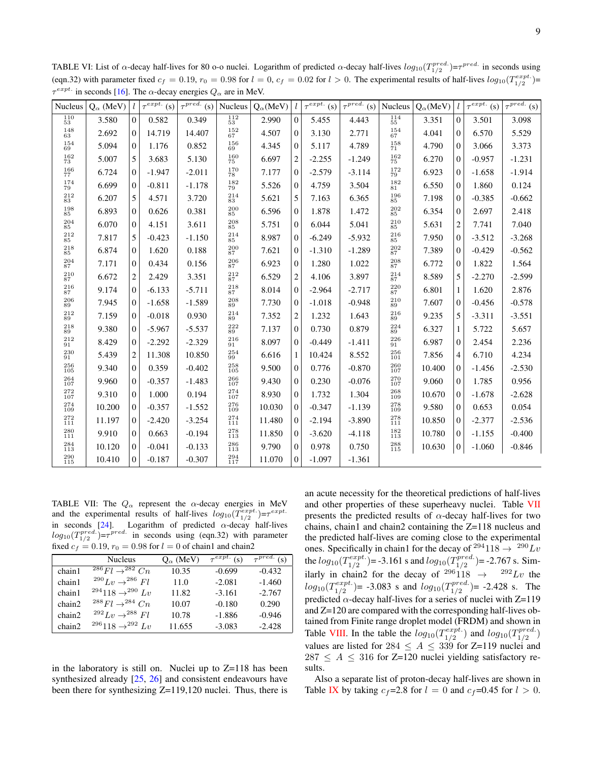TABLE VI: List of $\alpha$-decay half-lives for 80 o-o nuclei. Logarithm of predicted $\alpha$-decay half-lives $log_{10}(T_{1/2}^{pred.})$=$\tau^{pred.}$ in seconds using (eqn.32) with parameter fixed $c_f$ = 0.19, $r_0$ = 0.98 for $l$ = 0, $c_f$ = 0.02 for $l$ > 0. The experimental results of half-lives $log_{10}(T_{1/2}^{expt.})$= $\tau^{expt.}$ in seconds [16]. The $\alpha$-decay energies $Q_\alpha$ are in MeV.

| Nucleus | $Q_\alpha$ (MeV) | $l$ | $\tau^{expt.}$ (s) | $\tau^{pred.}$ (s) | Nucleus | $Q_\alpha$(MeV) | $l$ | $\tau^{expt.}$ (s) | $\tau^{pred.}$ (s) | Nucleus | $Q_\alpha$(MeV) | $l$ | $\tau^{expt.}$ (s) | $\tau^{pred.}$ (s) |
|---|---|---|---|---|---|---|---|---|---|---|---|---|---|---|
| $^{110}_{53}$ | 3.580 | 0 | 0.582 | 0.349 | $^{112}_{53}$ | 2.990 | 0 | 5.455 | 4.443 | $^{114}_{55}$ | 3.351 | 0 | 3.501 | 3.098 |
| $^{148}_{63}$ | 2.692 | 0 | 14.719 | 14.407 | $^{152}_{67}$ | 4.507 | 0 | 3.130 | 2.771 | $^{154}_{67}$ | 4.041 | 0 | 6.570 | 5.529 |
| $^{154}_{69}$ | 5.094 | 0 | 1.176 | 0.852 | $^{156}_{69}$ | 4.345 | 0 | 5.117 | 4.789 | $^{158}_{71}$ | 4.790 | 0 | 3.066 | 3.373 |
| $^{162}_{73}$ | 5.007 | 5 | 3.683 | 5.130 | $^{160}_{75}$ | 6.697 | 2 | -2.255 | -1.249 | $^{162}_{75}$ | 6.270 | 0 | -0.957 | -1.231 |
| $^{166}_{77}$ | 6.724 | 0 | -1.947 | -2.011 | $^{170}_{78}$ | 7.177 | 0 | -2.579 | -3.114 | $^{172}_{79}$ | 6.923 | 0 | -1.658 | -1.914 |
| $^{174}_{79}$ | 6.699 | 0 | -0.811 | -1.178 | $^{182}_{79}$ | 5.526 | 0 | 4.759 | 3.504 | $^{182}_{81}$ | 6.550 | 0 | 1.860 | 0.124 |
| $^{212}_{83}$ | 6.207 | 5 | 4.571 | 3.720 | $^{214}_{83}$ | 5.621 | 5 | 7.163 | 6.365 | $^{196}_{85}$ | 7.198 | 0 | -0.385 | -0.662 |
| $^{198}_{85}$ | 6.893 | 0 | 0.626 | 0.381 | $^{200}_{85}$ | 6.596 | 0 | 1.878 | 1.472 | $^{202}_{85}$ | 6.354 | 0 | 2.697 | 2.418 |
| $^{204}_{85}$ | 6.070 | 0 | 4.151 | 3.611 | $^{208}_{85}$ | 5.751 | 0 | 6.044 | 5.041 | $^{210}_{85}$ | 5.631 | 2 | 7.741 | 7.040 |
| $^{212}_{85}$ | 7.817 | 5 | -0.423 | -1.150 | $^{214}_{85}$ | 8.987 | 0 | -6.249 | -5.932 | $^{216}_{85}$ | 7.950 | 0 | -3.512 | -3.268 |
| $^{218}_{85}$ | 6.874 | 0 | 1.620 | 0.188 | $^{200}_{87}$ | 7.621 | 0 | -1.310 | -1.289 | $^{202}_{87}$ | 7.389 | 0 | -0.429 | -0.562 |
| $^{204}_{87}$ | 7.171 | 0 | 0.434 | 0.156 | $^{206}_{87}$ | 6.923 | 0 | 1.280 | 1.022 | $^{208}_{87}$ | 6.772 | 0 | 1.822 | 1.564 |
| $^{210}_{87}$ | 6.672 | 2 | 2.429 | 3.351 | $^{212}_{87}$ | 6.529 | 2 | 4.106 | 3.897 | $^{214}_{87}$ | 8.589 | 5 | -2.270 | -2.599 |
| $^{216}_{87}$ | 9.174 | 0 | -6.133 | -5.711 | $^{218}_{87}$ | 8.014 | 0 | -2.964 | -2.717 | $^{220}_{87}$ | 6.801 | 1 | 1.620 | 2.876 |
| $^{206}_{89}$ | 7.945 | 0 | -1.658 | -1.589 | $^{208}_{89}$ | 7.730 | 0 | -1.018 | -0.948 | $^{210}_{89}$ | 7.607 | 0 | -0.456 | -0.578 |
| $^{212}_{89}$ | 7.159 | 0 | -0.018 | 0.930 | $^{214}_{89}$ | 7.352 | 2 | 1.232 | 1.643 | $^{216}_{89}$ | 9.235 | 5 | -3.311 | -3.551 |
| $^{218}_{89}$ | 9.380 | 0 | -5.967 | -5.537 | $^{222}_{89}$ | 7.137 | 0 | 0.730 | 0.879 | $^{224}_{89}$ | 6.327 | 1 | 5.722 | 5.657 |
| $^{212}_{91}$ | 8.429 | 0 | -2.292 | -2.329 | $^{216}_{91}$ | 8.097 | 0 | -0.449 | -1.411 | $^{226}_{91}$ | 6.987 | 0 | 2.454 | 2.236 |
| $^{230}_{91}$ | 5.439 | 2 | 11.308 | 10.850 | $^{254}_{99}$ | 6.616 | 1 | 10.424 | 8.552 | $^{256}_{101}$ | 7.856 | 4 | 6.710 | 4.234 |
| $^{256}_{105}$ | 9.340 | 0 | 0.359 | -0.402 | $^{258}_{105}$ | 9.500 | 0 | 0.776 | -0.870 | $^{260}_{107}$ | 10.400 | 0 | -1.456 | -2.530 |
| $^{264}_{107}$ | 9.960 | 0 | -0.357 | -1.483 | $^{266}_{107}$ | 9.430 | 0 | 0.230 | -0.076 | $^{270}_{107}$ | 9.060 | 0 | 1.785 | 0.956 |
| $^{272}_{107}$ | 9.310 | 0 | 1.000 | 0.194 | $^{274}_{107}$ | 8.930 | 0 | 1.732 | 1.304 | $^{268}_{109}$ | 10.670 | 0 | -1.678 | -2.628 |
| $^{274}_{109}$ | 10.200 | 0 | -0.357 | -1.552 | $^{276}_{109}$ | 10.030 | 0 | -0.347 | -1.139 | $^{278}_{109}$ | 9.580 | 0 | 0.653 | 0.054 |
| $^{272}_{111}$ | 11.197 | 0 | -2.420 | -3.254 | $^{274}_{111}$ | 11.480 | 0 | -2.194 | -3.890 | $^{278}_{111}$ | 10.850 | 0 | -2.377 | -2.536 |
| $^{280}_{111}$ | 9.910 | 0 | 0.663 | -0.194 | $^{278}_{113}$ | 11.850 | 0 | -3.620 | -4.118 | $^{182}_{113}$ | 10.780 | 0 | -1.155 | -0.400 |
| $^{284}_{113}$ | 10.120 | 0 | -0.041 | -0.133 | $^{286}_{113}$ | 9.790 | 0 | 0.978 | 0.750 | $^{288}_{115}$ | 10.630 | 0 | -1.060 | -0.846 |
| $^{290}_{115}$ | 10.410 | 0 | -0.187 | -0.307 | $^{294}_{117}$ | 11.070 | 0 | -1.097 | -1.361 | | | | | |

TABLE VII: The $Q_\alpha$ represent the $\alpha$-decay energies in MeV and the experimental results of half-lives $log_{10}(T_{1/2}^{expt.})$=$\tau^{expt.}$ in seconds [24]. Logarithm of predicted $\alpha$-decay half-lives $log_{10}(T_{1/2}^{pred.})$=$\tau^{pred.}$ in seconds using (eqn.32) with parameter fixed $c_f$ = 0.19, $r_0$ = 0.98 for $l$ = 0 of chain1 and chain2

| | Nucleus | $Q_\alpha$ (MeV) | $\tau^{expt.}$ (s) | $\tau^{pred.}$ (s) |
|---|---|---|---|---|
| chain1 | $^{286}Fl \rightarrow ^{282}Cn$ | 10.35 | -0.699 | -0.432 |
| chain1 | $^{290}Lv \rightarrow ^{286}Fl$ | 11.0 | -2.081 | -1.460 |
| chain1 | $^{294}118 \rightarrow ^{290}Lv$ | 11.82 | -3.161 | -2.767 |
| chain2 | $^{288}Fl \rightarrow ^{284}Cn$ | 10.07 | -0.180 | 0.290 |
| chain2 | $^{292}Lv \rightarrow ^{288}Fl$ | 10.78 | -1.886 | -0.946 |
| chain2 | $^{296}118 \rightarrow ^{292}Lv$ | 11.655 | -3.083 | -2.428 |

in the laboratory is still on. Nuclei up to Z=118 has been synthesized already [25, 26] and consistent endeavours have been there for synthesizing Z=119,120 nuclei. Thus, there is an acute necessity for the theoretical predictions of half-lives and other properties of these superheavy nuclei. Table VII presents the predicted results of $\alpha$-decay half-lives for two chains, chain1 and chain2 containing the Z=118 nucleus and the predicted half-lives are coming close to the experimental ones. Specifically in chain1 for the decay of $^{294}118 \rightarrow ^{290}Lv$ the $log_{10}(T_{1/2}^{expt.})$= -3.161 s and $log_{10}(T_{1/2}^{pred.})$= -2.767 s. Similarly in chain2 for the decay of $^{296}118 \rightarrow ^{292}Lv$ the $log_{10}(T_{1/2}^{expt.})$= -3.083 s and $log_{10}(T_{1/2}^{pred.})$= -2.428 s. The predicted $\alpha$-decay half-lives for a series of nuclei with Z=119 and Z=120 are compared with the corresponding half-lives obtained from Finite range droplet model (FRDM) and shown in Table VIII. In the table the $log_{10}(T_{1/2}^{expt.})$ and $log_{10}(T_{1/2}^{pred.})$ values are listed for $284 \leq A \leq 339$ for Z=119 nuclei and $287 \leq A \leq 316$ for Z=120 nuclei yielding satisfactory results.

Also a separate list of proton-decay half-lives are shown in Table IX by taking $c_f$=2.8 for $l$ = 0 and $c_f$=0.45 for $l$ > 0.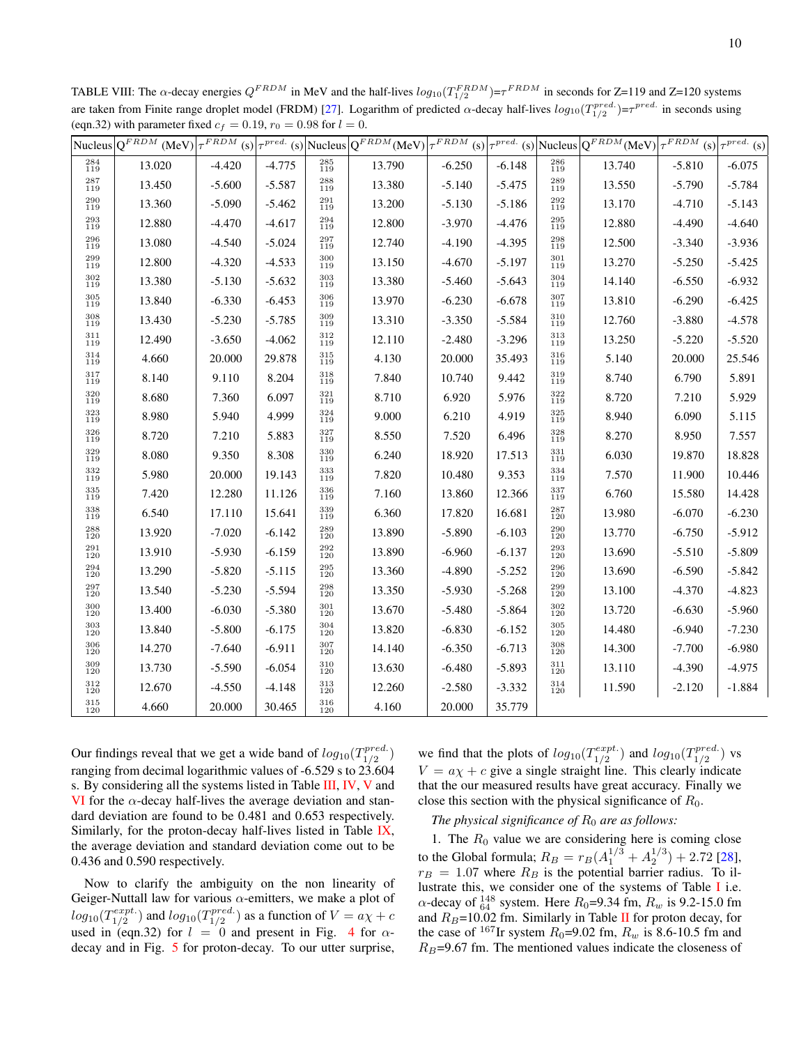TABLE VIII: The $\alpha$-decay energies $Q^{FRDM}$ in MeV and the half-lives $log_{10}(T_{1/2}^{FRDM})$=$\tau^{FRDM}$ in seconds for Z=119 and Z=120 systems are taken from Finite range droplet model (FRDM) [27]. Logarithm of predicted $\alpha$-decay half-lives $log_{10}(T_{1/2}^{pred.})$=$\tau^{pred.}$ in seconds using (eqn.32) with parameter fixed $c_f$ = 0.19, $r_0$ = 0.98 for $l$ = 0.

| Nucleus | $Q^{FRDM}$ (MeV) | $\tau^{FRDM}$ (s) | $\tau^{pred.}$ (s) | Nucleus | $Q^{FRDM}$(MeV) | $\tau^{FRDM}$ (s) | $\tau^{pred.}$ (s) | Nucleus | $Q^{FRDM}$(MeV) | $\tau^{FRDM}$ (s) | $\tau^{pred.}$ (s) |
|---|---|---|---|---|---|---|---|---|---|---|---|
| $^{284}_{119}$ | 13.020 | -4.420 | -4.775 | $^{285}_{119}$ | 13.790 | -6.250 | -6.148 | $^{286}_{119}$ | 13.740 | -5.810 | -6.075 |
| $^{287}_{119}$ | 13.450 | -5.600 | -5.587 | $^{288}_{119}$ | 13.380 | -5.140 | -5.475 | $^{289}_{119}$ | 13.550 | -5.790 | -5.784 |
| $^{290}_{119}$ | 13.360 | -5.090 | -5.462 | $^{291}_{119}$ | 13.200 | -5.130 | -5.186 | $^{292}_{119}$ | 13.170 | -4.710 | -5.143 |
| $^{293}_{119}$ | 12.880 | -4.470 | -4.617 | $^{294}_{119}$ | 12.800 | -3.970 | -4.476 | $^{295}_{119}$ | 12.880 | -4.490 | -4.640 |
| $^{296}_{119}$ | 13.080 | -4.540 | -5.024 | $^{297}_{119}$ | 12.740 | -4.190 | -4.395 | $^{298}_{119}$ | 12.500 | -3.340 | -3.936 |
| $^{299}_{119}$ | 12.800 | -4.320 | -4.533 | $^{300}_{119}$ | 13.150 | -4.670 | -5.197 | $^{301}_{119}$ | 13.270 | -5.250 | -5.425 |
| $^{302}_{119}$ | 13.380 | -5.130 | -5.632 | $^{303}_{119}$ | 13.380 | -5.460 | -5.643 | $^{304}_{119}$ | 14.140 | -6.550 | -6.932 |
| $^{305}_{119}$ | 13.840 | -6.330 | -6.453 | $^{306}_{119}$ | 13.970 | -6.230 | -6.678 | $^{307}_{119}$ | 13.810 | -6.290 | -6.425 |
| $^{308}_{119}$ | 13.430 | -5.230 | -5.785 | $^{309}_{119}$ | 13.310 | -3.350 | -5.584 | $^{310}_{119}$ | 12.760 | -3.880 | -4.578 |
| $^{311}_{119}$ | 12.490 | -3.650 | -4.062 | $^{312}_{119}$ | 12.110 | -2.480 | -3.296 | $^{313}_{119}$ | 13.250 | -5.220 | -5.520 |
| $^{314}_{119}$ | 4.660 | 20.000 | 29.878 | $^{315}_{119}$ | 4.130 | 20.000 | 35.493 | $^{316}_{119}$ | 5.140 | 20.000 | 25.546 |
| $^{317}_{119}$ | 8.140 | 9.110 | 8.204 | $^{318}_{119}$ | 7.840 | 10.740 | 9.442 | $^{319}_{119}$ | 8.740 | 6.790 | 5.891 |
| $^{320}_{119}$ | 8.680 | 7.360 | 6.097 | $^{321}_{119}$ | 8.710 | 6.920 | 5.976 | $^{322}_{119}$ | 8.720 | 7.210 | 5.929 |
| $^{323}_{119}$ | 8.980 | 5.940 | 4.999 | $^{324}_{119}$ | 9.000 | 6.210 | 4.919 | $^{325}_{119}$ | 8.940 | 6.090 | 5.115 |
| $^{326}_{119}$ | 8.720 | 7.210 | 5.883 | $^{327}_{119}$ | 8.550 | 7.520 | 6.496 | $^{328}_{119}$ | 8.270 | 8.950 | 7.557 |
| $^{329}_{119}$ | 8.080 | 9.350 | 8.308 | $^{330}_{119}$ | 6.240 | 18.920 | 17.513 | $^{331}_{119}$ | 6.030 | 19.870 | 18.828 |
| $^{332}_{119}$ | 5.980 | 20.000 | 19.143 | $^{333}_{119}$ | 7.820 | 10.480 | 9.353 | $^{334}_{119}$ | 7.570 | 11.900 | 10.446 |
| $^{335}_{119}$ | 7.420 | 12.280 | 11.126 | $^{336}_{119}$ | 7.160 | 13.860 | 12.366 | $^{337}_{119}$ | 6.760 | 15.580 | 14.428 |
| $^{338}_{119}$ | 6.540 | 17.110 | 15.641 | $^{339}_{119}$ | 6.360 | 17.820 | 16.681 | $^{287}_{120}$ | 13.980 | -6.070 | -6.230 |
| $^{288}_{120}$ | 13.920 | -7.020 | -6.142 | $^{289}_{120}$ | 13.890 | -5.890 | -6.103 | $^{290}_{120}$ | 13.770 | -6.750 | -5.912 |
| $^{291}_{120}$ | 13.910 | -5.930 | -6.159 | $^{292}_{120}$ | 13.890 | -6.960 | -6.137 | $^{293}_{120}$ | 13.690 | -5.510 | -5.809 |
| $^{294}_{120}$ | 13.290 | -5.820 | -5.115 | $^{295}_{120}$ | 13.360 | -4.890 | -5.252 | $^{296}_{120}$ | 13.690 | -6.590 | -5.842 |
| $^{297}_{120}$ | 13.540 | -5.230 | -5.594 | $^{298}_{120}$ | 13.350 | -5.930 | -5.268 | $^{299}_{120}$ | 13.100 | -4.370 | -4.823 |
| $^{300}_{120}$ | 13.400 | -6.030 | -5.380 | $^{301}_{120}$ | 13.670 | -5.480 | -5.864 | $^{302}_{120}$ | 13.720 | -6.630 | -5.960 |
| $^{303}_{120}$ | 13.840 | -5.800 | -6.175 | $^{304}_{120}$ | 13.820 | -6.830 | -6.152 | $^{305}_{120}$ | 14.480 | -6.940 | -7.230 |
| $^{306}_{120}$ | 14.270 | -7.640 | -6.911 | $^{307}_{120}$ | 14.140 | -6.350 | -6.713 | $^{308}_{120}$ | 14.300 | -7.700 | -6.980 |
| $^{309}_{120}$ | 13.730 | -5.590 | -6.054 | $^{310}_{120}$ | 13.630 | -6.480 | -5.893 | $^{311}_{120}$ | 13.110 | -4.390 | -4.975 |
| $^{312}_{120}$ | 12.670 | -4.550 | -4.148 | $^{313}_{120}$ | 12.260 | -2.580 | -3.332 | $^{314}_{120}$ | 11.590 | -2.120 | -1.884 |
| $^{315}_{120}$ | 4.660 | 20.000 | 30.465 | $^{316}_{120}$ | 4.160 | 20.000 | 35.779 | | | | |

Our findings reveal that we get a wide band of $log_{10}(T_{1/2}^{pred.})$ ranging from decimal logarithmic values of -6.529 s to 23.604 s. By considering all the systems listed in Table III, IV, V and VI for the $\alpha$-decay half-lives the average deviation and standard deviation are found to be 0.481 and 0.653 respectively. Similarly, for the proton-decay half-lives listed in Table IX, the average deviation and standard deviation come out to be 0.436 and 0.590 respectively.

Now to clarify the ambiguity on the non linearity of Geiger-Nuttall law for various $\alpha$-emitters, we make a plot of $log_{10}(T_{1/2}^{expt.})$ and $log_{10}(T_{1/2}^{pred.})$ as a function of $V = a\chi + c$ used in (eqn.32) for $l = 0$ and present in Fig. 4 for $\alpha$-decay and in Fig. 5 for proton-decay. To our utter surprise, we find that the plots of $log_{10}(T_{1/2}^{expt.})$ and $log_{10}(T_{1/2}^{pred.})$ vs $V = a\chi + c$ give a single straight line. This clearly indicate that the our measured results have great accuracy. Finally we close this section with the physical significance of $R_0$.

*The physical significance of $R_0$ are as follows:*

1. The $R_0$ value we are considering here is coming close to the Global formula; $R_B = r_B(A_1^{1/3} + A_2^{1/3}) + 2.72$ [28], $r_B$ = 1.07 where $R_B$ is the potential barrier radius. To illustrate this, we consider one of the systems of Table I i.e. $\alpha$-decay of $^{148}_{64}$ system. Here $R_0$=9.34 fm, $R_w$ is 9.2-15.0 fm and $R_B$=10.02 fm. Similarly in Table II for proton decay, for the case of $^{167}$Ir system $R_0$=9.02 fm, $R_w$ is 8.6-10.5 fm and $R_B$=9.67 fm. The mentioned values indicate the closeness of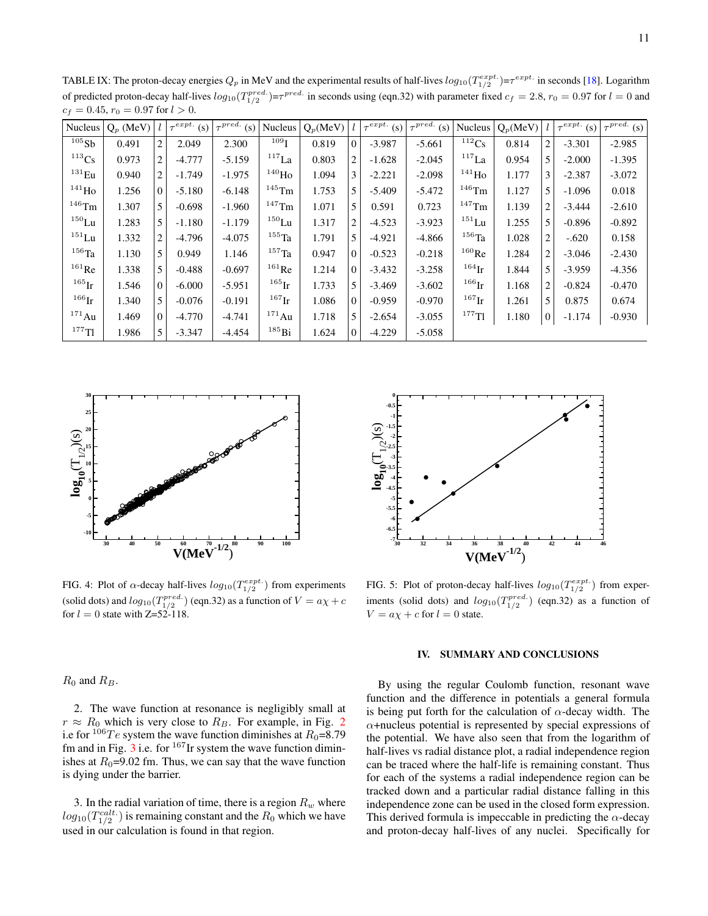TABLE IX: The proton-decay energies $Q_p$ in MeV and the experimental results of half-lives $log_{10}(T_{1/2}^{expt.})$=$\tau^{expt.}$ in seconds [18]. Logarithm of predicted proton-decay half-lives $log_{10}(T_{1/2}^{pred.})$=$\tau^{pred.}$ in seconds using (eqn.32) with parameter fixed $c_f = 2.8$, $r_0 = 0.97$ for $l = 0$ and $c_f = 0.45$, $r_0 = 0.97$ for $l > 0$.

| Nucleus | $Q_p$ (MeV) | $l$ | $\tau^{expt.}$ (s) | $\tau^{pred.}$ (s) | Nucleus | $Q_p$(MeV) | $l$ | $\tau^{expt.}$ (s) | $\tau^{pred.}$ (s) | Nucleus | $Q_p$(MeV) | $l$ | $\tau^{expt.}$ (s) | $\tau^{pred.}$ (s) |
|---|---|---|---|---|---|---|---|---|---|---|---|---|---|---|
| $^{105}$Sb | 0.491 | 2 | 2.049 | 2.300 | $^{109}$I | 0.819 | 0 | -3.987 | -5.661 | $^{112}$Cs | 0.814 | 2 | -3.301 | -2.985 |
| $^{113}$Cs | 0.973 | 2 | -4.777 | -5.159 | $^{117}$La | 0.803 | 2 | -1.628 | -2.045 | $^{117}$La | 0.954 | 5 | -2.000 | -1.395 |
| $^{131}$Eu | 0.940 | 2 | -1.749 | -1.975 | $^{140}$Ho | 1.094 | 3 | -2.221 | -2.098 | $^{141}$Ho | 1.177 | 3 | -2.387 | -3.072 |
| $^{141}$Ho | 1.256 | 0 | -5.180 | -6.148 | $^{145}$Tm | 1.753 | 5 | -5.409 | -5.472 | $^{146}$Tm | 1.127 | 5 | -1.096 | 0.018 |
| $^{146}$Tm | 1.307 | 5 | -0.698 | -1.960 | $^{147}$Tm | 1.071 | 5 | 0.591 | 0.723 | $^{147}$Tm | 1.139 | 2 | -3.444 | -2.610 |
| $^{150}$Lu | 1.283 | 5 | -1.180 | -1.179 | $^{150}$Lu | 1.317 | 2 | -4.523 | -3.923 | $^{151}$Lu | 1.255 | 5 | -0.896 | -0.892 |
| $^{151}$Lu | 1.332 | 2 | -4.796 | -4.075 | $^{155}$Ta | 1.791 | 5 | -4.921 | -4.866 | $^{156}$Ta | 1.028 | 2 | -.620 | 0.158 |
| $^{156}$Ta | 1.130 | 5 | 0.949 | 1.146 | $^{157}$Ta | 0.947 | 0 | -0.523 | -0.218 | $^{160}$Re | 1.284 | 2 | -3.046 | -2.430 |
| $^{161}$Re | 1.338 | 5 | -0.488 | -0.697 | $^{161}$Re | 1.214 | 0 | -3.432 | -3.258 | $^{164}$Ir | 1.844 | 5 | -3.959 | -4.356 |
| $^{165}$Ir | 1.546 | 0 | -6.000 | -5.951 | $^{165}$Ir | 1.733 | 5 | -3.469 | -3.602 | $^{166}$Ir | 1.168 | 2 | -0.824 | -0.470 |
| $^{166}$Ir | 1.340 | 5 | -0.076 | -0.191 | $^{167}$Ir | 1.086 | 0 | -0.959 | -0.970 | $^{167}$Ir | 1.261 | 5 | 0.875 | 0.674 |
| $^{171}$Au | 1.469 | 0 | -4.770 | -4.741 | $^{171}$Au | 1.718 | 5 | -2.654 | -3.055 | $^{177}$Tl | 1.180 | 0 | -1.174 | -0.930 |
| $^{177}$Tl | 1.986 | 5 | -3.347 | -4.454 | $^{185}$Bi | 1.624 | 0 | -4.229 | -5.058 | | | | | |

FIG. 4: Plot of $\alpha$-decay half-lives $log_{10}(T_{1/2}^{expt.})$ from experiments (solid dots) and $log_{10}(T_{1/2}^{pred.})$ (eqn.32) as a function of $V = a\chi + c$ for $l = 0$ state with Z=52-118.

FIG. 5: Plot of proton-decay half-lives $log_{10}(T_{1/2}^{expt.})$ from experiments (solid dots) and $log_{10}(T_{1/2}^{pred.})$ (eqn.32) as a function of $V = a\chi + c$ for $l = 0$ state.

$R_0$ and $R_B$.

2. The wave function at resonance is negligibly small at $r \approx R_0$ which is very close to $R_B$. For example, in Fig. 2 i.e for $^{106}Te$ system the wave function diminishes at $R_0$=8.79 fm and in Fig. 3 i.e. for $^{167}$Ir system the wave function diminishes at $R_0$=9.02 fm. Thus, we can say that the wave function is dying under the barrier.

3. In the radial variation of time, there is a region $R_w$ where $log_{10}(T_{1/2}^{calt.})$ is remaining constant and the $R_0$ which we have used in our calculation is found in that region.

## IV. SUMMARY AND CONCLUSIONS

By using the regular Coulomb function, resonant wave function and the difference in potentials a general formula is being put forth for the calculation of $\alpha$-decay width. The $\alpha$+nucleus potential is represented by special expressions of the potential. We have also seen that from the logarithm of half-lives vs radial distance plot, a radial independence region can be traced where the half-life is remaining constant. Thus for each of the systems a radial independence region can be tracked down and a particular radial distance falling in this independence zone can be used in the closed form expression. This derived formula is impeccable in predicting the $\alpha$-decay and proton-decay half-lives of any nuclei. Specifically for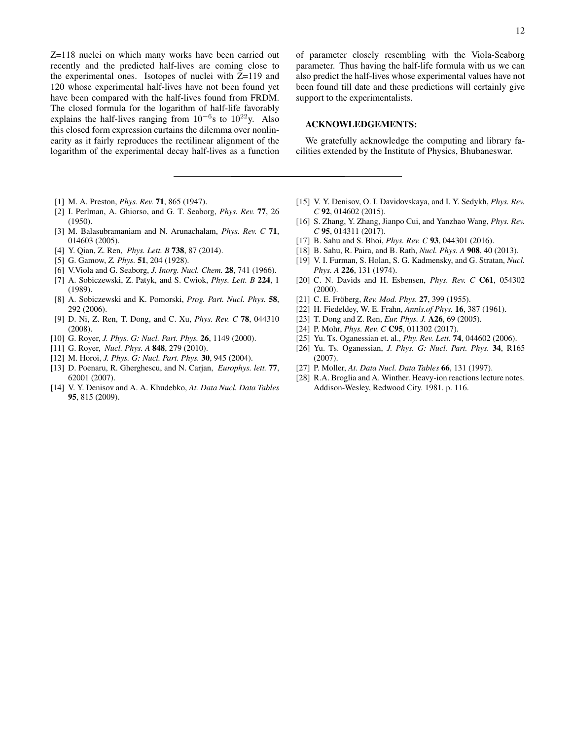Z=118 nuclei on which many works have been carried out recently and the predicted half-lives are coming close to the experimental ones. Isotopes of nuclei with Z=119 and 120 whose experimental half-lives have not been found yet have been compared with the half-lives found from FRDM. The closed formula for the logarithm of half-life favorably explains the half-lives ranging from $10^{-6}$s to $10^{22}$y. Also this closed form expression curtains the dilemma over nonlinearity as it fairly reproduces the rectilinear alignment of the logarithm of the experimental decay half-lives as a function of parameter closely resembling with the Viola-Seaborg parameter. Thus having the half-life formula with us we can also predict the half-lives whose experimental values have not been found till date and these predictions will certainly give support to the experimentalists.

## ACKNOWLEDGEMENTS:

We gratefully acknowledge the computing and library facilities extended by the Institute of Physics, Bhubaneswar.

---

[1] M. A. Preston, *Phys. Rev.* **71**, 865 (1947).

[2] I. Perlman, A. Ghiorso, and G. T. Seaborg, *Phys. Rev.* **77**, 26 (1950).

[3] M. Balasubramaniam and N. Arunachalam, *Phys. Rev. C* **71**, 014603 (2005).

[4] Y. Qian, Z. Ren, *Phys. Lett. B* **738**, 87 (2014).

[5] G. Gamow, *Z. Phys.* **51**, 204 (1928).

[6] V.Viola and G. Seaborg, *J. Inorg. Nucl. Chem.* **28**, 741 (1966).

[7] A. Sobiczewski, Z. Patyk, and S. Cwiok, *Phys. Lett. B* **224**, 1 (1989).

[8] A. Sobiczewski and K. Pomorski, *Prog. Part. Nucl. Phys.* **58**, 292 (2006).

[9] D. Ni, Z. Ren, T. Dong, and C. Xu, *Phys. Rev. C* **78**, 044310 (2008).

[10] G. Royer, *J. Phys. G: Nucl. Part. Phys.* **26**, 1149 (2000).

[11] G. Royer, *Nucl. Phys. A* **848**, 279 (2010).

[12] M. Horoi, *J. Phys. G: Nucl. Part. Phys.* **30**, 945 (2004).

[13] D. Poenaru, R. Gherghescu, and N. Carjan, *Europhys. lett.* **77**, 62001 (2007).

[14] V. Y. Denisov and A. A. Khudebko, *At. Data Nucl. Data Tables* **95**, 815 (2009).

[15] V. Y. Denisov, O. I. Davidovskaya, and I. Y. Sedykh, *Phys. Rev. C* **92**, 014602 (2015).

[16] S. Zhang, Y. Zhang, Jianpo Cui, and Yanzhao Wang, *Phys. Rev. C* **95**, 014311 (2017).

[17] B. Sahu and S. Bhoi, *Phys. Rev. C* **93**, 044301 (2016).

[18] B. Sahu, R. Paira, and B. Rath, *Nucl. Phys. A* **908**, 40 (2013).

[19] V. I. Furman, S. Holan, S. G. Kadmensky, and G. Stratan, *Nucl. Phys. A* **226**, 131 (1974).

[20] C. N. Davids and H. Esbensen, *Phys. Rev. C* **C61**, 054302 (2000).

[21] C. E. Fröberg, *Rev. Mod. Phys.* **27**, 399 (1955).

[22] H. Fiedeldey, W. E. Frahn, *Annls.of Phys.* **16**, 387 (1961).

[23] T. Dong and Z. Ren, *Eur. Phys. J.* **A26**, 69 (2005).

[24] P. Mohr, *Phys. Rev. C* **C95**, 011302 (2017).

[25] Yu. Ts. Oganessian et. al., *Phy. Rev. Lett.* **74**, 044602 (2006).

[26] Yu. Ts. Oganessian, *J. Phys. G: Nucl. Part. Phys.* **34**, R165 (2007).

[27] P. Moller, *At. Data Nucl. Data Tables* **66**, 131 (1997).

[28] R.A. Broglia and A. Winther. Heavy-ion reactions lecture notes. Addison-Wesley, Redwood City. 1981. p. 116.